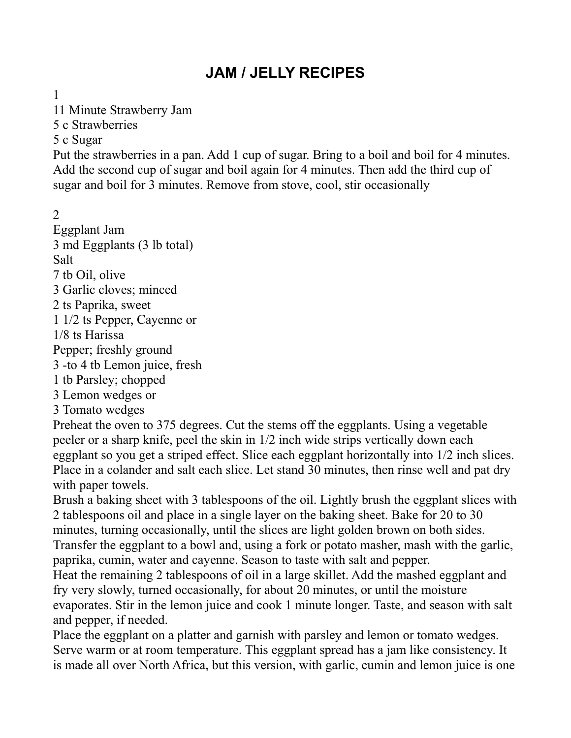# JAM / JELLY RECIPES

1

11 Minute Strawberry Jam

5 c Strawberries

5 c Sugar

Put the strawberries in a pan. Add 1 cup of sugar. Bring to a boil and boil for 4 minutes. Add the second cup of sugar and boil again for 4 minutes. Then add the third cup of sugar and boil for 3 minutes. Remove from stove, cool, stir occasionally

2

Eggplant Jam

3 md Eggplants (3 lb total)

Salt

7 tb Oil, olive

3 Garlic cloves; minced

2 ts Paprika, sweet

1 1/2 ts Pepper, Cayenne or

1/8 ts Harissa

Pepper; freshly ground

3 -to 4 tb Lemon juice, fresh

1 tb Parsley; chopped

3 Lemon wedges or

3 Tomato wedges

Preheat the oven to 375 degrees. Cut the stems off the eggplants. Using a vegetable peeler or a sharp knife, peel the skin in 1/2 inch wide strips vertically down each eggplant so you get a striped effect. Slice each eggplant horizontally into 1/2 inch slices. Place in a colander and salt each slice. Let stand 30 minutes, then rinse well and pat dry with paper towels.

Brush a baking sheet with 3 tablespoons of the oil. Lightly brush the eggplant slices with 2 tablespoons oil and place in a single layer on the baking sheet. Bake for 20 to 30 minutes, turning occasionally, until the slices are light golden brown on both sides. Transfer the eggplant to a bowl and, using a fork or potato masher, mash with the garlic, paprika, cumin, water and cayenne. Season to taste with salt and pepper.

Heat the remaining 2 tablespoons of oil in a large skillet. Add the mashed eggplant and fry very slowly, turned occasionally, for about 20 minutes, or until the moisture evaporates. Stir in the lemon juice and cook 1 minute longer. Taste, and season with salt and pepper, if needed.

Place the eggplant on a platter and garnish with parsley and lemon or tomato wedges. Serve warm or at room temperature. This eggplant spread has a jam like consistency. It is made all over North Africa, but this version, with garlic, cumin and lemon juice is one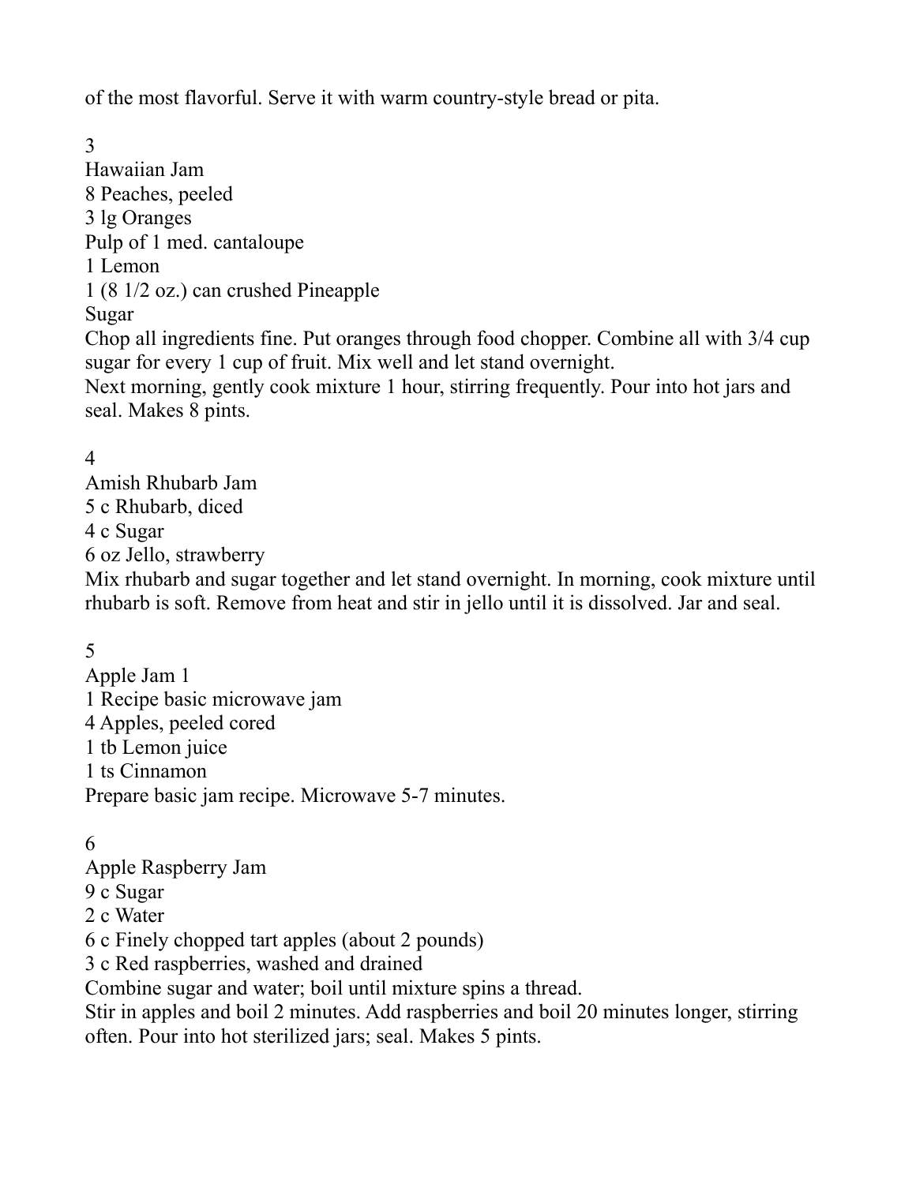of the most flavorful. Serve it with warm country-style bread or pita.

3

## Hawaiian Jam

8 Peaches, peeled
3 lg Oranges
Pulp of 1 med. cantaloupe
1 Lemon
1 (8 1/2 oz.) can crushed Pineapple
Sugar

Chop all ingredients fine. Put oranges through food chopper. Combine all with 3/4 cup sugar for every 1 cup of fruit. Mix well and let stand overnight.
Next morning, gently cook mixture 1 hour, stirring frequently. Pour into hot jars and seal. Makes 8 pints.

4

## Amish Rhubarb Jam

5 c Rhubarb, diced
4 c Sugar
6 oz Jello, strawberry

Mix rhubarb and sugar together and let stand overnight. In morning, cook mixture until rhubarb is soft. Remove from heat and stir in jello until it is dissolved. Jar and seal.

5

## Apple Jam 1

1 Recipe basic microwave jam
4 Apples, peeled cored
1 tb Lemon juice
1 ts Cinnamon

Prepare basic jam recipe. Microwave 5-7 minutes.

6

## Apple Raspberry Jam

9 c Sugar
2 c Water
6 c Finely chopped tart apples (about 2 pounds)
3 c Red raspberries, washed and drained

Combine sugar and water; boil until mixture spins a thread.
Stir in apples and boil 2 minutes. Add raspberries and boil 20 minutes longer, stirring often. Pour into hot sterilized jars; seal. Makes 5 pints.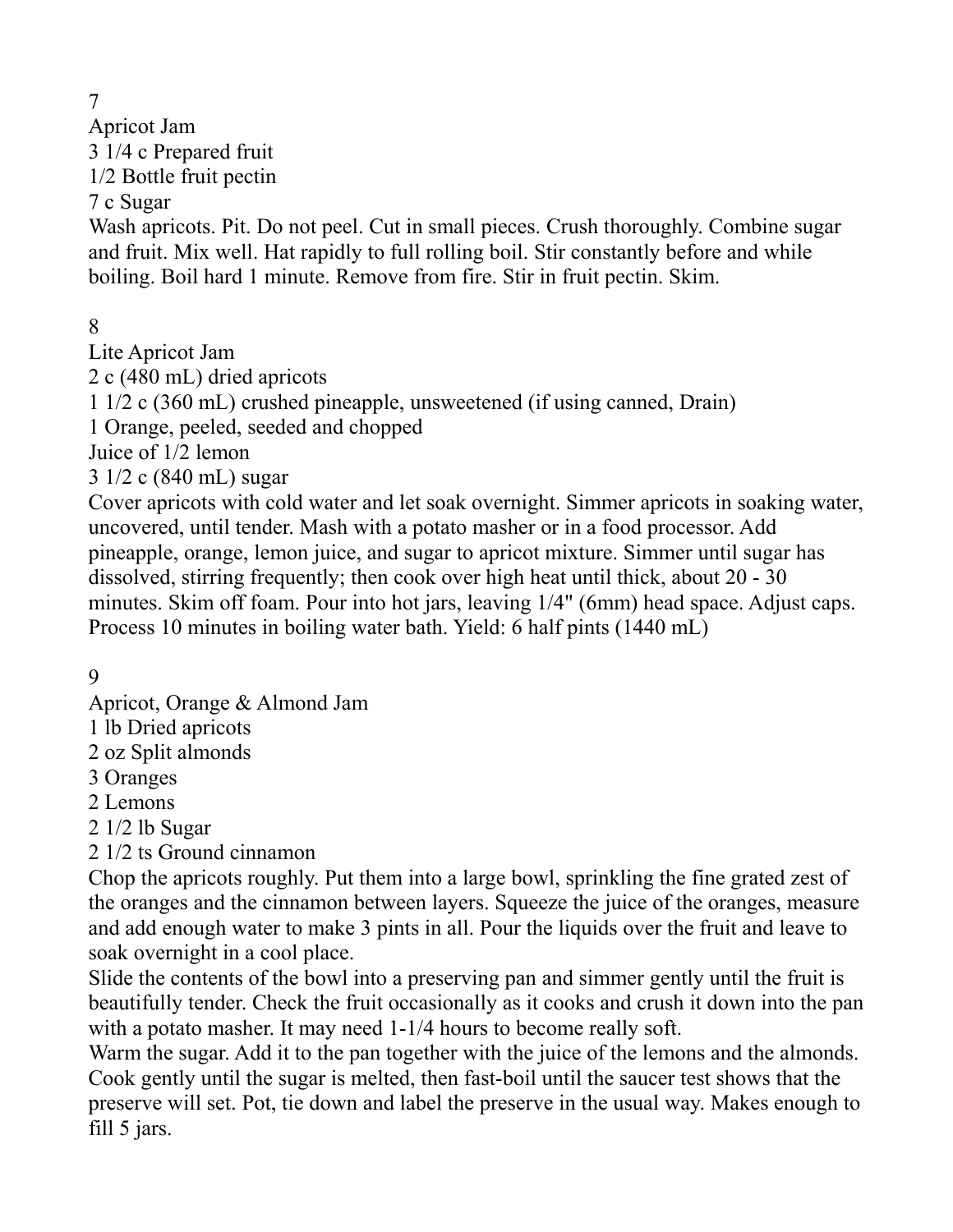7

## Apricot Jam

3 1/4 c Prepared fruit
1/2 Bottle fruit pectin
7 c Sugar

Wash apricots. Pit. Do not peel. Cut in small pieces. Crush thoroughly. Combine sugar and fruit. Mix well. Hat rapidly to full rolling boil. Stir constantly before and while boiling. Boil hard 1 minute. Remove from fire. Stir in fruit pectin. Skim.

8

## Lite Apricot Jam

2 c (480 mL) dried apricots
1 1/2 c (360 mL) crushed pineapple, unsweetened (if using canned, Drain)
1 Orange, peeled, seeded and chopped
Juice of 1/2 lemon
3 1/2 c (840 mL) sugar

Cover apricots with cold water and let soak overnight. Simmer apricots in soaking water, uncovered, until tender. Mash with a potato masher or in a food processor. Add pineapple, orange, lemon juice, and sugar to apricot mixture. Simmer until sugar has dissolved, stirring frequently; then cook over high heat until thick, about 20 - 30 minutes. Skim off foam. Pour into hot jars, leaving 1/4" (6mm) head space. Adjust caps. Process 10 minutes in boiling water bath. Yield: 6 half pints (1440 mL)

9

## Apricot, Orange & Almond Jam

1 lb Dried apricots
2 oz Split almonds
3 Oranges
2 Lemons
2 1/2 lb Sugar
2 1/2 ts Ground cinnamon

Chop the apricots roughly. Put them into a large bowl, sprinkling the fine grated zest of the oranges and the cinnamon between layers. Squeeze the juice of the oranges, measure and add enough water to make 3 pints in all. Pour the liquids over the fruit and leave to soak overnight in a cool place.

Slide the contents of the bowl into a preserving pan and simmer gently until the fruit is beautifully tender. Check the fruit occasionally as it cooks and crush it down into the pan with a potato masher. It may need 1-1/4 hours to become really soft.

Warm the sugar. Add it to the pan together with the juice of the lemons and the almonds. Cook gently until the sugar is melted, then fast-boil until the saucer test shows that the preserve will set. Pot, tie down and label the preserve in the usual way. Makes enough to fill 5 jars.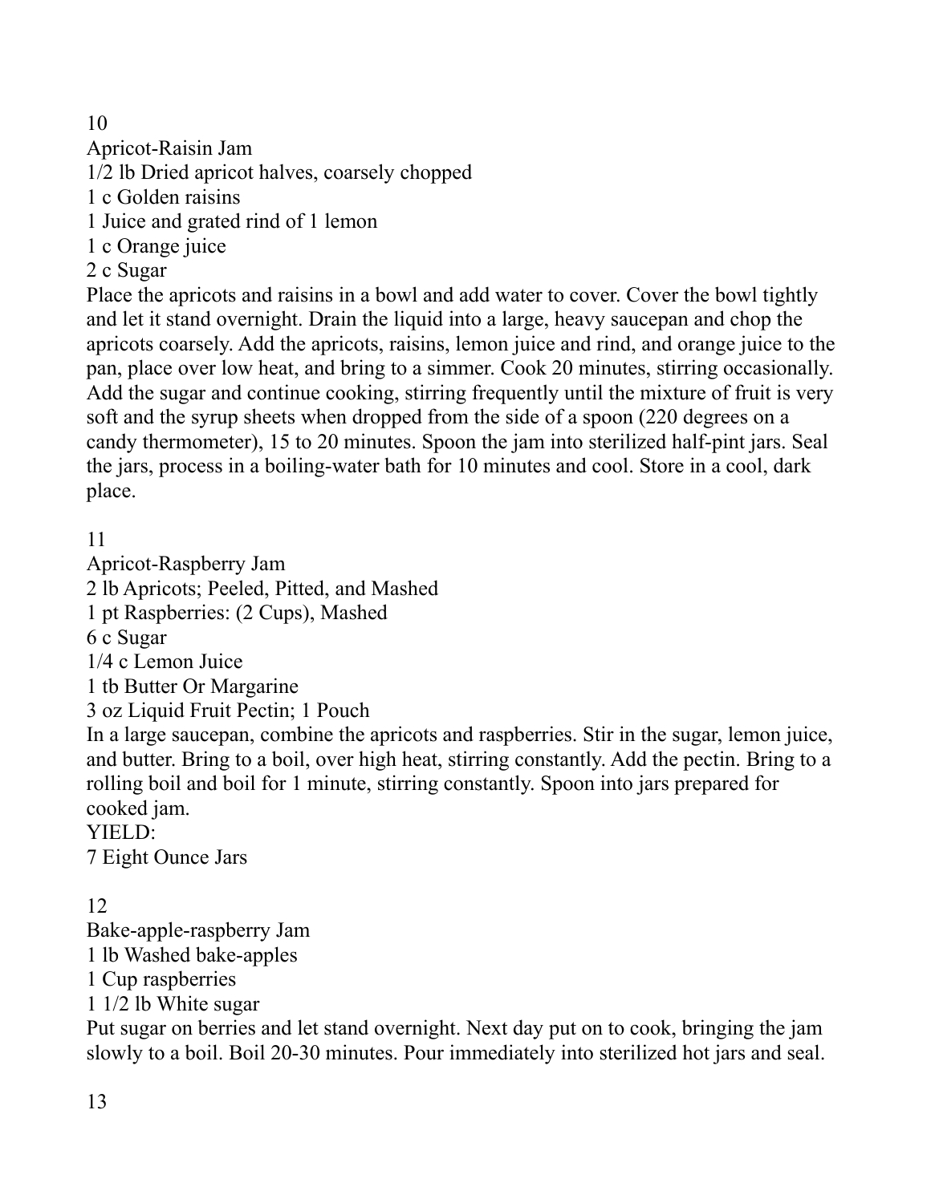10

## Apricot-Raisin Jam

1/2 lb Dried apricot halves, coarsely chopped
1 c Golden raisins
1 Juice and grated rind of 1 lemon
1 c Orange juice
2 c Sugar

Place the apricots and raisins in a bowl and add water to cover. Cover the bowl tightly and let it stand overnight. Drain the liquid into a large, heavy saucepan and chop the apricots coarsely. Add the apricots, raisins, lemon juice and rind, and orange juice to the pan, place over low heat, and bring to a simmer. Cook 20 minutes, stirring occasionally. Add the sugar and continue cooking, stirring frequently until the mixture of fruit is very soft and the syrup sheets when dropped from the side of a spoon (220 degrees on a candy thermometer), 15 to 20 minutes. Spoon the jam into sterilized half-pint jars. Seal the jars, process in a boiling-water bath for 10 minutes and cool. Store in a cool, dark place.

11

## Apricot-Raspberry Jam

2 lb Apricots; Peeled, Pitted, and Mashed
1 pt Raspberries: (2 Cups), Mashed
6 c Sugar
1/4 c Lemon Juice
1 tb Butter Or Margarine
3 oz Liquid Fruit Pectin; 1 Pouch

In a large saucepan, combine the apricots and raspberries. Stir in the sugar, lemon juice, and butter. Bring to a boil, over high heat, stirring constantly. Add the pectin. Bring to a rolling boil and boil for 1 minute, stirring constantly. Spoon into jars prepared for cooked jam.

YIELD:
7 Eight Ounce Jars

12

## Bake-apple-raspberry Jam

1 lb Washed bake-apples
1 Cup raspberries
1 1/2 lb White sugar

Put sugar on berries and let stand overnight. Next day put on to cook, bringing the jam slowly to a boil. Boil 20-30 minutes. Pour immediately into sterilized hot jars and seal.

13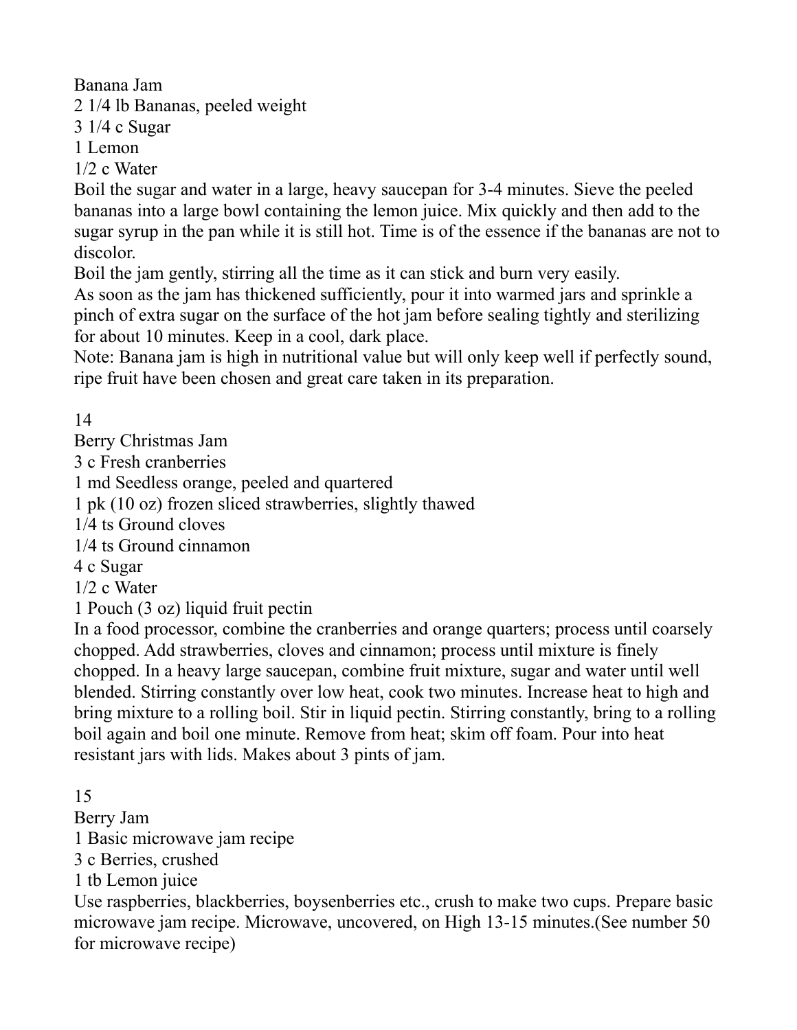## Banana Jam

2 1/4 lb Bananas, peeled weight
3 1/4 c Sugar
1 Lemon
1/2 c Water

Boil the sugar and water in a large, heavy saucepan for 3-4 minutes. Sieve the peeled bananas into a large bowl containing the lemon juice. Mix quickly and then add to the sugar syrup in the pan while it is still hot. Time is of the essence if the bananas are not to discolor.

Boil the jam gently, stirring all the time as it can stick and burn very easily.

As soon as the jam has thickened sufficiently, pour it into warmed jars and sprinkle a pinch of extra sugar on the surface of the hot jam before sealing tightly and sterilizing for about 10 minutes. Keep in a cool, dark place.

Note: Banana jam is high in nutritional value but will only keep well if perfectly sound, ripe fruit have been chosen and great care taken in its preparation.

14

## Berry Christmas Jam

3 c Fresh cranberries
1 md Seedless orange, peeled and quartered
1 pk (10 oz) frozen sliced strawberries, slightly thawed
1/4 ts Ground cloves
1/4 ts Ground cinnamon
4 c Sugar
1/2 c Water
1 Pouch (3 oz) liquid fruit pectin

In a food processor, combine the cranberries and orange quarters; process until coarsely chopped. Add strawberries, cloves and cinnamon; process until mixture is finely chopped. In a heavy large saucepan, combine fruit mixture, sugar and water until well blended. Stirring constantly over low heat, cook two minutes. Increase heat to high and bring mixture to a rolling boil. Stir in liquid pectin. Stirring constantly, bring to a rolling boil again and boil one minute. Remove from heat; skim off foam. Pour into heat resistant jars with lids. Makes about 3 pints of jam.

15

## Berry Jam

1 Basic microwave jam recipe
3 c Berries, crushed
1 tb Lemon juice

Use raspberries, blackberries, boysenberries etc., crush to make two cups. Prepare basic microwave jam recipe. Microwave, uncovered, on High 13-15 minutes.(See number 50 for microwave recipe)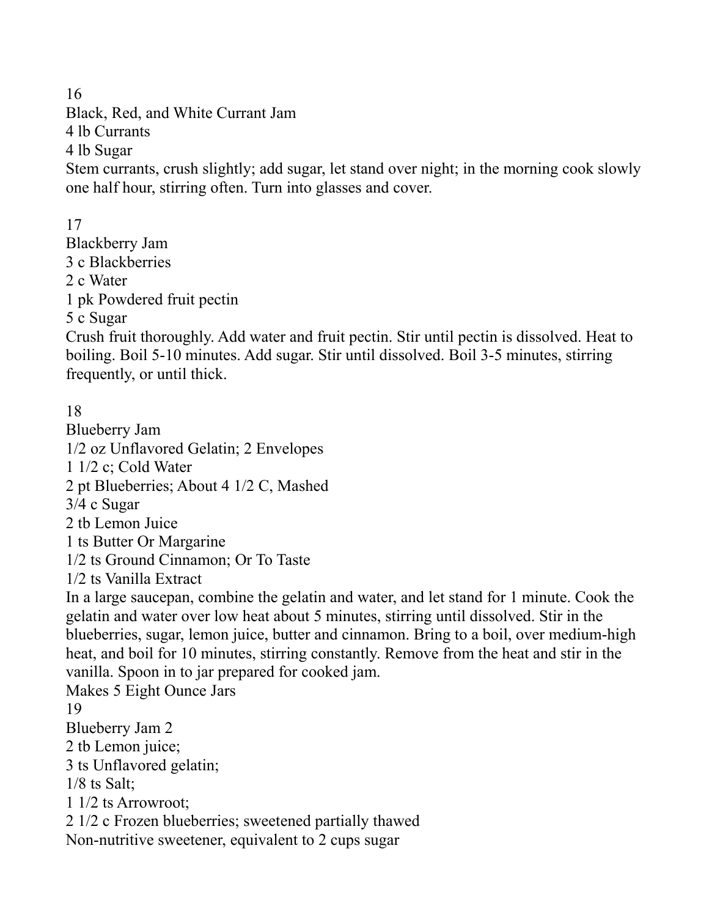16

## Black, Red, and White Currant Jam

4 lb Currants
4 lb Sugar

Stem currants, crush slightly; add sugar, let stand over night; in the morning cook slowly one half hour, stirring often. Turn into glasses and cover.

17

## Blackberry Jam

3 c Blackberries
2 c Water
1 pk Powdered fruit pectin
5 c Sugar

Crush fruit thoroughly. Add water and fruit pectin. Stir until pectin is dissolved. Heat to boiling. Boil 5-10 minutes. Add sugar. Stir until dissolved. Boil 3-5 minutes, stirring frequently, or until thick.

18

## Blueberry Jam

1/2 oz Unflavored Gelatin; 2 Envelopes
1 1/2 c; Cold Water
2 pt Blueberries; About 4 1/2 C, Mashed
3/4 c Sugar
2 tb Lemon Juice
1 ts Butter Or Margarine
1/2 ts Ground Cinnamon; Or To Taste
1/2 ts Vanilla Extract

In a large saucepan, combine the gelatin and water, and let stand for 1 minute. Cook the gelatin and water over low heat about 5 minutes, stirring until dissolved. Stir in the blueberries, sugar, lemon juice, butter and cinnamon. Bring to a boil, over medium-high heat, and boil for 10 minutes, stirring constantly. Remove from the heat and stir in the vanilla. Spoon in to jar prepared for cooked jam.

Makes 5 Eight Ounce Jars

19

## Blueberry Jam 2

2 tb Lemon juice;
3 ts Unflavored gelatin;
1/8 ts Salt;
1 1/2 ts Arrowroot;
2 1/2 c Frozen blueberries; sweetened partially thawed
Non-nutritive sweetener, equivalent to 2 cups sugar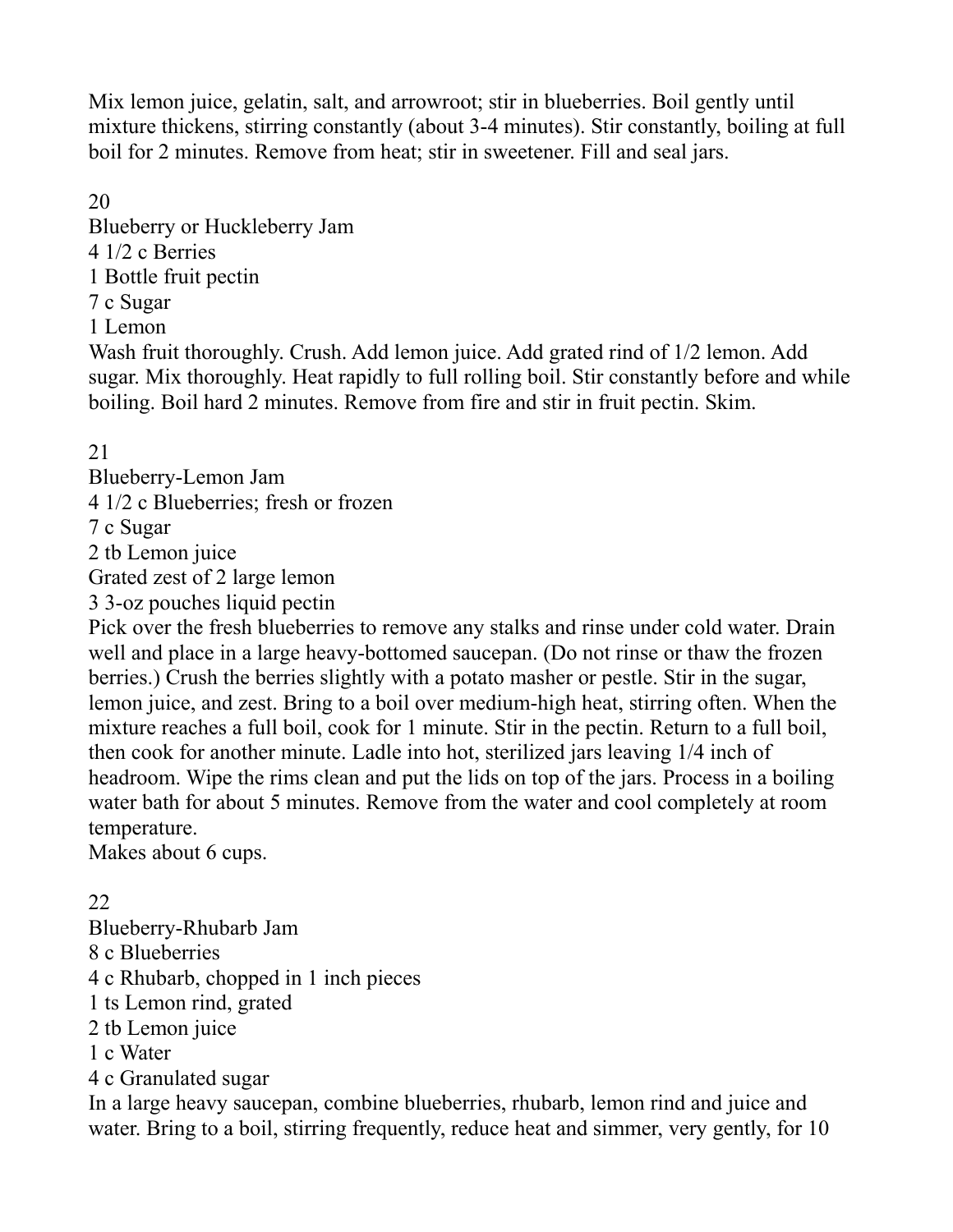Mix lemon juice, gelatin, salt, and arrowroot; stir in blueberries. Boil gently until mixture thickens, stirring constantly (about 3-4 minutes). Stir constantly, boiling at full boil for 2 minutes. Remove from heat; stir in sweetener. Fill and seal jars.

20

Blueberry or Huckleberry Jam

4 1/2 c Berries
1 Bottle fruit pectin
7 c Sugar
1 Lemon

Wash fruit thoroughly. Crush. Add lemon juice. Add grated rind of 1/2 lemon. Add sugar. Mix thoroughly. Heat rapidly to full rolling boil. Stir constantly before and while boiling. Boil hard 2 minutes. Remove from fire and stir in fruit pectin. Skim.

21

Blueberry-Lemon Jam

4 1/2 c Blueberries; fresh or frozen
7 c Sugar
2 tb Lemon juice
Grated zest of 2 large lemon
3 3-oz pouches liquid pectin

Pick over the fresh blueberries to remove any stalks and rinse under cold water. Drain well and place in a large heavy-bottomed saucepan. (Do not rinse or thaw the frozen berries.) Crush the berries slightly with a potato masher or pestle. Stir in the sugar, lemon juice, and zest. Bring to a boil over medium-high heat, stirring often. When the mixture reaches a full boil, cook for 1 minute. Stir in the pectin. Return to a full boil, then cook for another minute. Ladle into hot, sterilized jars leaving 1/4 inch of headroom. Wipe the rims clean and put the lids on top of the jars. Process in a boiling water bath for about 5 minutes. Remove from the water and cool completely at room temperature.
Makes about 6 cups.

22

Blueberry-Rhubarb Jam

8 c Blueberries
4 c Rhubarb, chopped in 1 inch pieces
1 ts Lemon rind, grated
2 tb Lemon juice
1 c Water
4 c Granulated sugar

In a large heavy saucepan, combine blueberries, rhubarb, lemon rind and juice and water. Bring to a boil, stirring frequently, reduce heat and simmer, very gently, for 10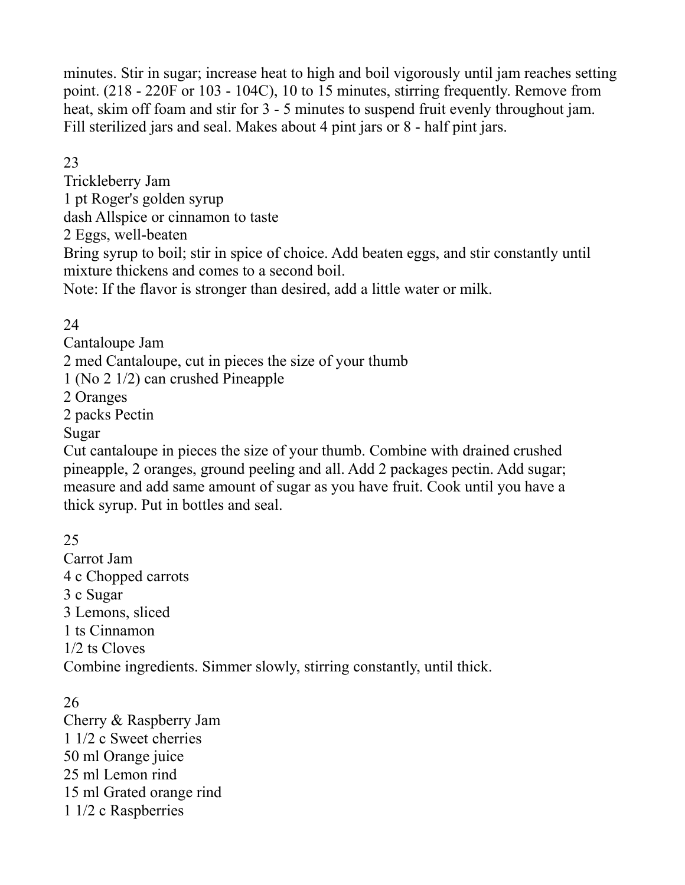minutes. Stir in sugar; increase heat to high and boil vigorously until jam reaches setting point. (218 - 220F or 103 - 104C), 10 to 15 minutes, stirring frequently. Remove from heat, skim off foam and stir for 3 - 5 minutes to suspend fruit evenly throughout jam. Fill sterilized jars and seal. Makes about 4 pint jars or 8 - half pint jars.

23

Trickleberry Jam

1 pt Roger's golden syrup
dash Allspice or cinnamon to taste
2 Eggs, well-beaten

Bring syrup to boil; stir in spice of choice. Add beaten eggs, and stir constantly until mixture thickens and comes to a second boil.
Note: If the flavor is stronger than desired, add a little water or milk.

24

Cantaloupe Jam

2 med Cantaloupe, cut in pieces the size of your thumb
1 (No 2 1/2) can crushed Pineapple
2 Oranges
2 packs Pectin
Sugar

Cut cantaloupe in pieces the size of your thumb. Combine with drained crushed pineapple, 2 oranges, ground peeling and all. Add 2 packages pectin. Add sugar; measure and add same amount of sugar as you have fruit. Cook until you have a thick syrup. Put in bottles and seal.

25

Carrot Jam

4 c Chopped carrots
3 c Sugar
3 Lemons, sliced
1 ts Cinnamon
1/2 ts Cloves

Combine ingredients. Simmer slowly, stirring constantly, until thick.

26

Cherry & Raspberry Jam

1 1/2 c Sweet cherries
50 ml Orange juice
25 ml Lemon rind
15 ml Grated orange rind
1 1/2 c Raspberries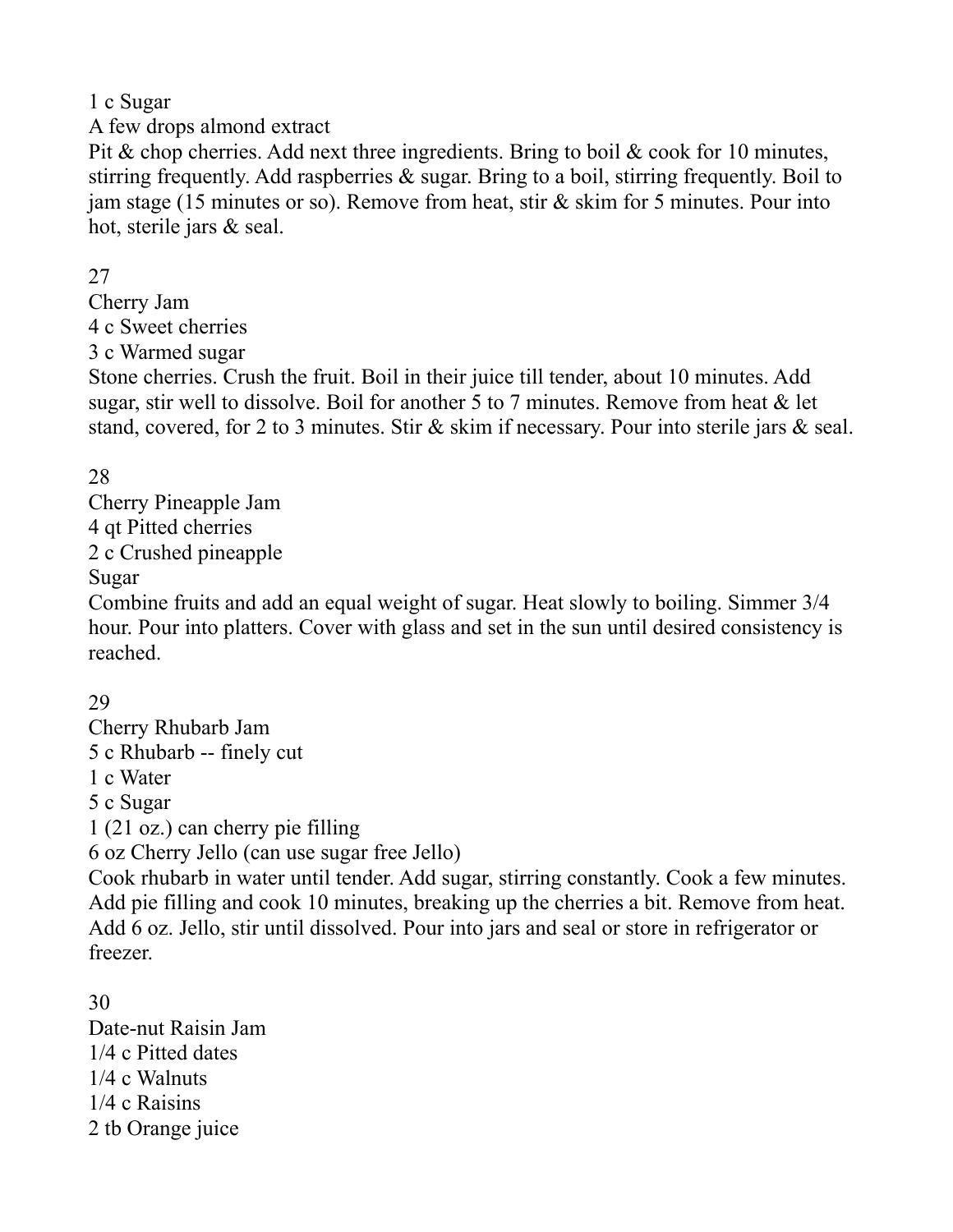1 c Sugar

A few drops almond extract

Pit & chop cherries. Add next three ingredients. Bring to boil & cook for 10 minutes, stirring frequently. Add raspberries & sugar. Bring to a boil, stirring frequently. Boil to jam stage (15 minutes or so). Remove from heat, stir & skim for 5 minutes. Pour into hot, sterile jars & seal.

27

## Cherry Jam

4 c Sweet cherries

3 c Warmed sugar

Stone cherries. Crush the fruit. Boil in their juice till tender, about 10 minutes. Add sugar, stir well to dissolve. Boil for another 5 to 7 minutes. Remove from heat & let stand, covered, for 2 to 3 minutes. Stir & skim if necessary. Pour into sterile jars & seal.

28

## Cherry Pineapple Jam

4 qt Pitted cherries

2 c Crushed pineapple

Sugar

Combine fruits and add an equal weight of sugar. Heat slowly to boiling. Simmer 3/4 hour. Pour into platters. Cover with glass and set in the sun until desired consistency is reached.

29

## Cherry Rhubarb Jam

5 c Rhubarb -- finely cut

1 c Water

5 c Sugar

1 (21 oz.) can cherry pie filling

6 oz Cherry Jello (can use sugar free Jello)

Cook rhubarb in water until tender. Add sugar, stirring constantly. Cook a few minutes. Add pie filling and cook 10 minutes, breaking up the cherries a bit. Remove from heat. Add 6 oz. Jello, stir until dissolved. Pour into jars and seal or store in refrigerator or freezer.

30

## Date-nut Raisin Jam

1/4 c Pitted dates

1/4 c Walnuts

1/4 c Raisins

2 tb Orange juice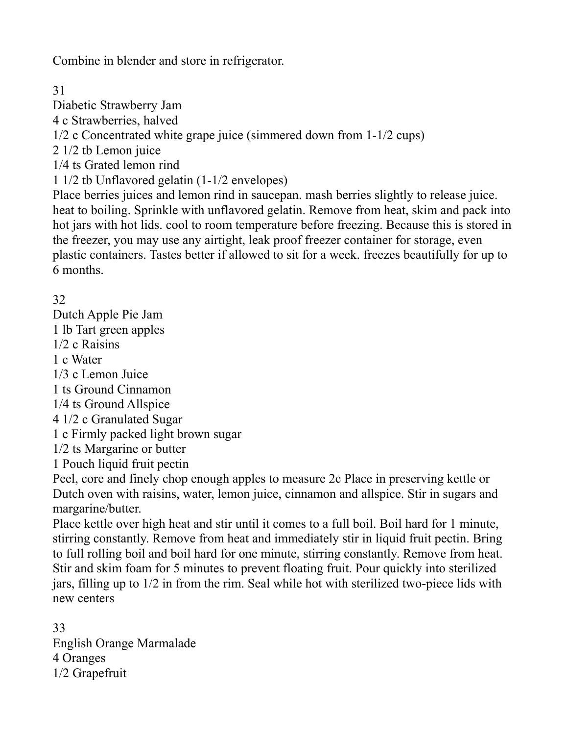Combine in blender and store in refrigerator.

31

Diabetic Strawberry Jam

4 c Strawberries, halved

1/2 c Concentrated white grape juice (simmered down from 1-1/2 cups)

2 1/2 tb Lemon juice

1/4 ts Grated lemon rind

1 1/2 tb Unflavored gelatin (1-1/2 envelopes)

Place berries juices and lemon rind in saucepan. mash berries slightly to release juice. heat to boiling. Sprinkle with unflavored gelatin. Remove from heat, skim and pack into hot jars with hot lids. cool to room temperature before freezing. Because this is stored in the freezer, you may use any airtight, leak proof freezer container for storage, even plastic containers. Tastes better if allowed to sit for a week. freezes beautifully for up to 6 months.

32

Dutch Apple Pie Jam

1 lb Tart green apples

1/2 c Raisins

1 c Water

1/3 c Lemon Juice

1 ts Ground Cinnamon

1/4 ts Ground Allspice

4 1/2 c Granulated Sugar

1 c Firmly packed light brown sugar

1/2 ts Margarine or butter

1 Pouch liquid fruit pectin

Peel, core and finely chop enough apples to measure 2c Place in preserving kettle or Dutch oven with raisins, water, lemon juice, cinnamon and allspice. Stir in sugars and margarine/butter.

Place kettle over high heat and stir until it comes to a full boil. Boil hard for 1 minute, stirring constantly. Remove from heat and immediately stir in liquid fruit pectin. Bring to full rolling boil and boil hard for one minute, stirring constantly. Remove from heat. Stir and skim foam for 5 minutes to prevent floating fruit. Pour quickly into sterilized jars, filling up to 1/2 in from the rim. Seal while hot with sterilized two-piece lids with new centers

33

English Orange Marmalade

4 Oranges

1/2 Grapefruit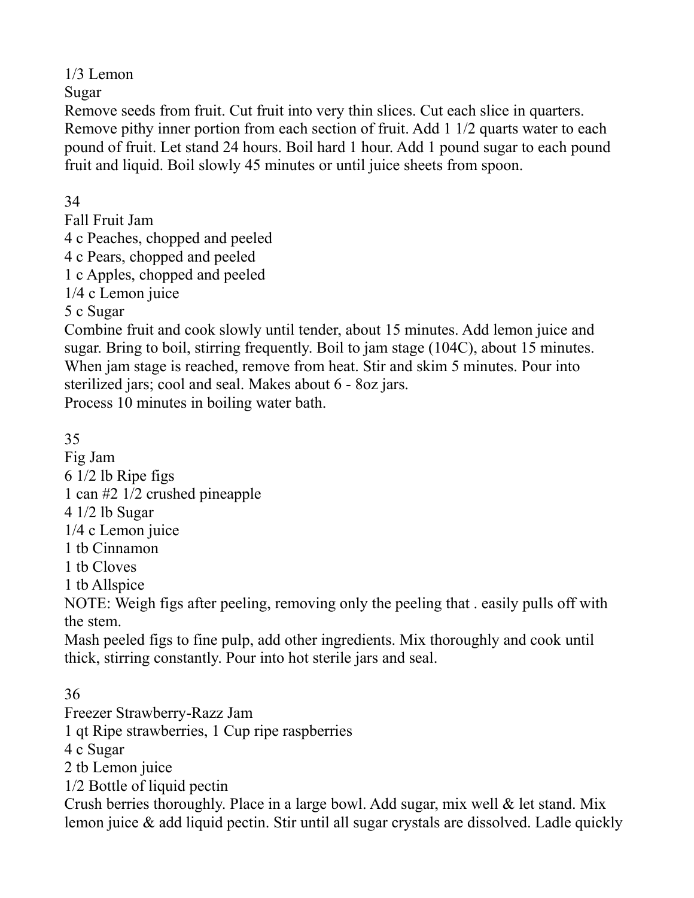1/3 Lemon
Sugar
Remove seeds from fruit. Cut fruit into very thin slices. Cut each slice in quarters. Remove pithy inner portion from each section of fruit. Add 1 1/2 quarts water to each pound of fruit. Let stand 24 hours. Boil hard 1 hour. Add 1 pound sugar to each pound fruit and liquid. Boil slowly 45 minutes or until juice sheets from spoon.

34
Fall Fruit Jam
4 c Peaches, chopped and peeled
4 c Pears, chopped and peeled
1 c Apples, chopped and peeled
1/4 c Lemon juice
5 c Sugar
Combine fruit and cook slowly until tender, about 15 minutes. Add lemon juice and sugar. Bring to boil, stirring frequently. Boil to jam stage (104C), about 15 minutes. When jam stage is reached, remove from heat. Stir and skim 5 minutes. Pour into sterilized jars; cool and seal. Makes about 6 - 8oz jars.
Process 10 minutes in boiling water bath.

35
Fig Jam
6 1/2 lb Ripe figs
1 can #2 1/2 crushed pineapple
4 1/2 lb Sugar
1/4 c Lemon juice
1 tb Cinnamon
1 tb Cloves
1 tb Allspice
NOTE: Weigh figs after peeling, removing only the peeling that . easily pulls off with the stem.
Mash peeled figs to fine pulp, add other ingredients. Mix thoroughly and cook until thick, stirring constantly. Pour into hot sterile jars and seal.

36
Freezer Strawberry-Razz Jam
1 qt Ripe strawberries, 1 Cup ripe raspberries
4 c Sugar
2 tb Lemon juice
1/2 Bottle of liquid pectin
Crush berries thoroughly. Place in a large bowl. Add sugar, mix well & let stand. Mix lemon juice & add liquid pectin. Stir until all sugar crystals are dissolved. Ladle quickly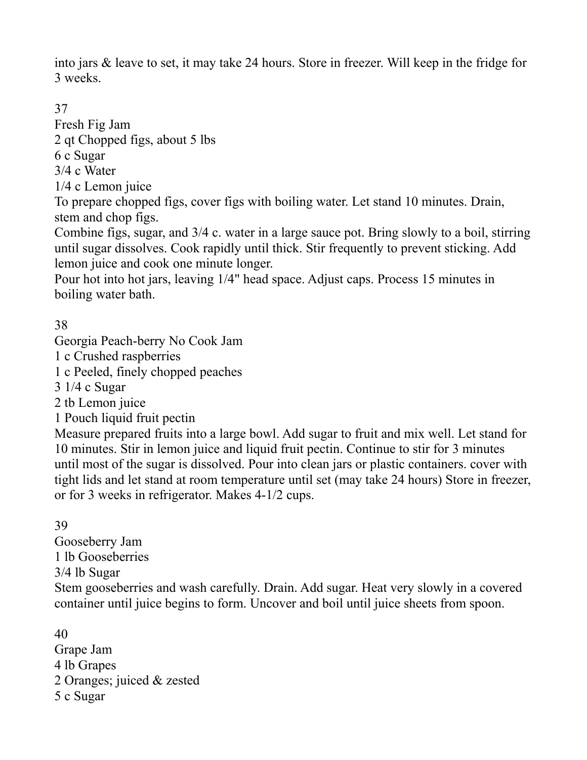into jars & leave to set, it may take 24 hours. Store in freezer. Will keep in the fridge for 3 weeks.

37

Fresh Fig Jam

2 qt Chopped figs, about 5 lbs
6 c Sugar
3/4 c Water
1/4 c Lemon juice

To prepare chopped figs, cover figs with boiling water. Let stand 10 minutes. Drain, stem and chop figs.

Combine figs, sugar, and 3/4 c. water in a large sauce pot. Bring slowly to a boil, stirring until sugar dissolves. Cook rapidly until thick. Stir frequently to prevent sticking. Add lemon juice and cook one minute longer.

Pour hot into hot jars, leaving 1/4" head space. Adjust caps. Process 15 minutes in boiling water bath.

38

Georgia Peach-berry No Cook Jam

1 c Crushed raspberries
1 c Peeled, finely chopped peaches
3 1/4 c Sugar
2 tb Lemon juice
1 Pouch liquid fruit pectin

Measure prepared fruits into a large bowl. Add sugar to fruit and mix well. Let stand for 10 minutes. Stir in lemon juice and liquid fruit pectin. Continue to stir for 3 minutes until most of the sugar is dissolved. Pour into clean jars or plastic containers. cover with tight lids and let stand at room temperature until set (may take 24 hours) Store in freezer, or for 3 weeks in refrigerator. Makes 4-1/2 cups.

39

Gooseberry Jam

1 lb Gooseberries
3/4 lb Sugar

Stem gooseberries and wash carefully. Drain. Add sugar. Heat very slowly in a covered container until juice begins to form. Uncover and boil until juice sheets from spoon.

40

Grape Jam

4 lb Grapes
2 Oranges; juiced & zested
5 c Sugar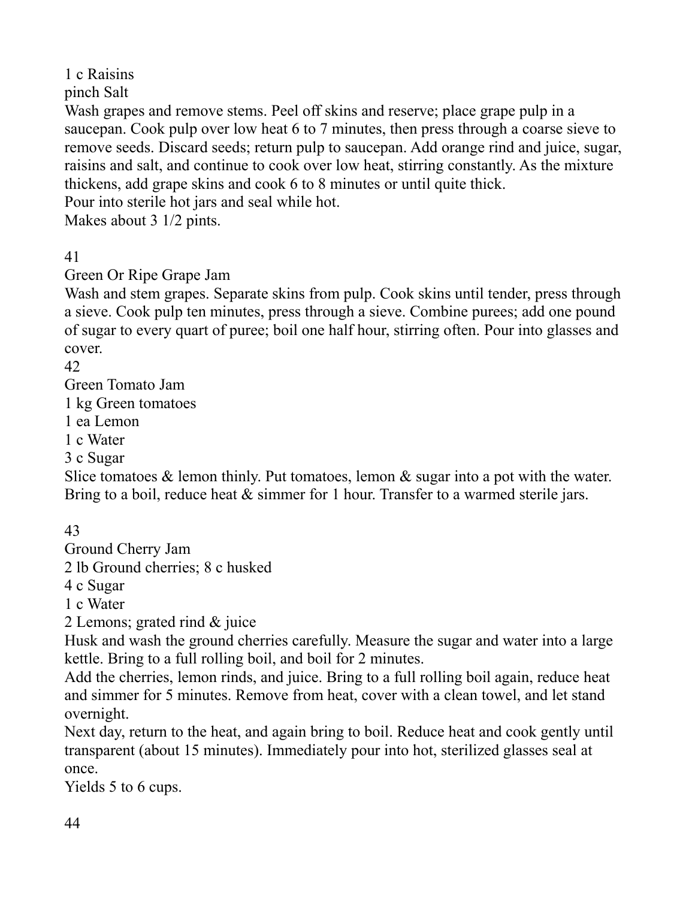1 c Raisins
pinch Salt

Wash grapes and remove stems. Peel off skins and reserve; place grape pulp in a saucepan. Cook pulp over low heat 6 to 7 minutes, then press through a coarse sieve to remove seeds. Discard seeds; return pulp to saucepan. Add orange rind and juice, sugar, raisins and salt, and continue to cook over low heat, stirring constantly. As the mixture thickens, add grape skins and cook 6 to 8 minutes or until quite thick.

Pour into sterile hot jars and seal while hot.

Makes about 3 1/2 pints.

41

## Green Or Ripe Grape Jam

Wash and stem grapes. Separate skins from pulp. Cook skins until tender, press through a sieve. Cook pulp ten minutes, press through a sieve. Combine purees; add one pound of sugar to every quart of puree; boil one half hour, stirring often. Pour into glasses and cover.

42

## Green Tomato Jam

1 kg Green tomatoes
1 ea Lemon
1 c Water
3 c Sugar

Slice tomatoes & lemon thinly. Put tomatoes, lemon & sugar into a pot with the water. Bring to a boil, reduce heat & simmer for 1 hour. Transfer to a warmed sterile jars.

43

## Ground Cherry Jam

2 lb Ground cherries; 8 c husked
4 c Sugar
1 c Water
2 Lemons; grated rind & juice

Husk and wash the ground cherries carefully. Measure the sugar and water into a large kettle. Bring to a full rolling boil, and boil for 2 minutes.

Add the cherries, lemon rinds, and juice. Bring to a full rolling boil again, reduce heat and simmer for 5 minutes. Remove from heat, cover with a clean towel, and let stand overnight.

Next day, return to the heat, and again bring to boil. Reduce heat and cook gently until transparent (about 15 minutes). Immediately pour into hot, sterilized glasses seal at once.

Yields 5 to 6 cups.

44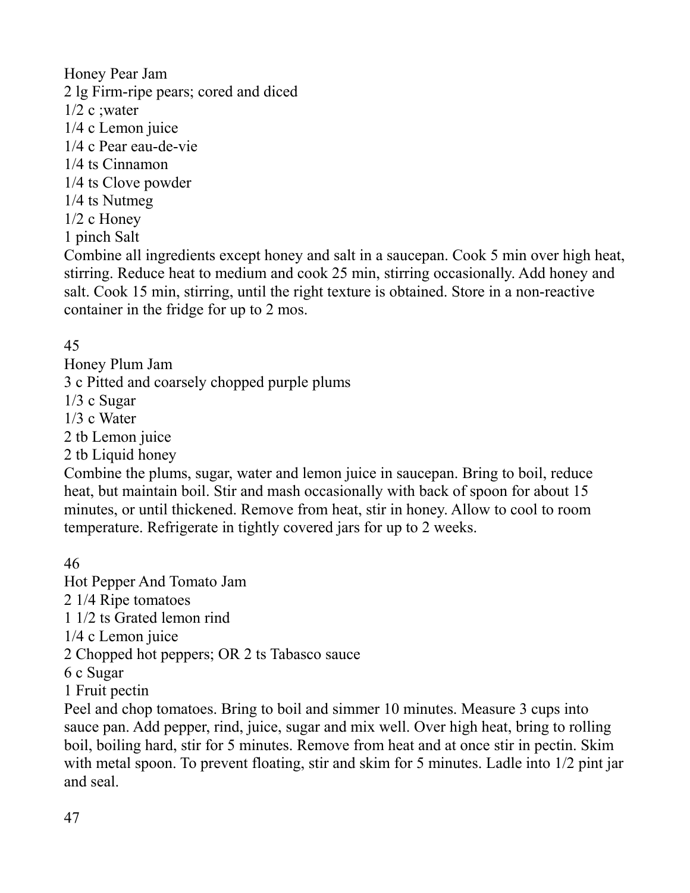### Honey Pear Jam

2 lg Firm-ripe pears; cored and diced
1/2 c ;water
1/4 c Lemon juice
1/4 c Pear eau-de-vie
1/4 ts Cinnamon
1/4 ts Clove powder
1/4 ts Nutmeg
1/2 c Honey
1 pinch Salt

Combine all ingredients except honey and salt in a saucepan. Cook 5 min over high heat, stirring. Reduce heat to medium and cook 25 min, stirring occasionally. Add honey and salt. Cook 15 min, stirring, until the right texture is obtained. Store in a non-reactive container in the fridge for up to 2 mos.

45

### Honey Plum Jam

3 c Pitted and coarsely chopped purple plums
1/3 c Sugar
1/3 c Water
2 tb Lemon juice
2 tb Liquid honey

Combine the plums, sugar, water and lemon juice in saucepan. Bring to boil, reduce heat, but maintain boil. Stir and mash occasionally with back of spoon for about 15 minutes, or until thickened. Remove from heat, stir in honey. Allow to cool to room temperature. Refrigerate in tightly covered jars for up to 2 weeks.

46

### Hot Pepper And Tomato Jam

2 1/4 Ripe tomatoes
1 1/2 ts Grated lemon rind
1/4 c Lemon juice
2 Chopped hot peppers; OR 2 ts Tabasco sauce
6 c Sugar
1 Fruit pectin

Peel and chop tomatoes. Bring to boil and simmer 10 minutes. Measure 3 cups into sauce pan. Add pepper, rind, juice, sugar and mix well. Over high heat, bring to rolling boil, boiling hard, stir for 5 minutes. Remove from heat and at once stir in pectin. Skim with metal spoon. To prevent floating, stir and skim for 5 minutes. Ladle into 1/2 pint jar and seal.

47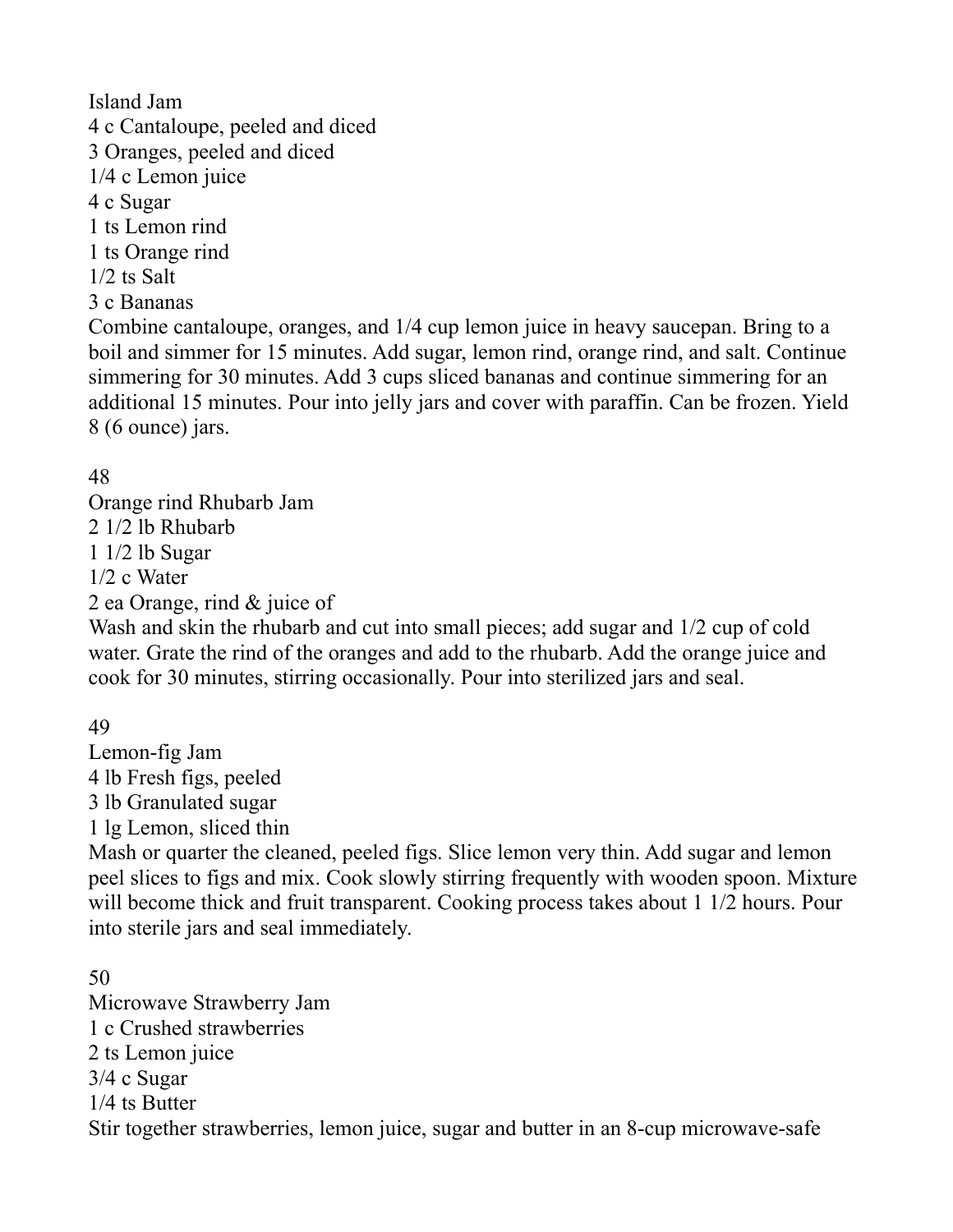## Island Jam

4 c Cantaloupe, peeled and diced
3 Oranges, peeled and diced
1/4 c Lemon juice
4 c Sugar
1 ts Lemon rind
1 ts Orange rind
1/2 ts Salt
3 c Bananas

Combine cantaloupe, oranges, and 1/4 cup lemon juice in heavy saucepan. Bring to a boil and simmer for 15 minutes. Add sugar, lemon rind, orange rind, and salt. Continue simmering for 30 minutes. Add 3 cups sliced bananas and continue simmering for an additional 15 minutes. Pour into jelly jars and cover with paraffin. Can be frozen. Yield 8 (6 ounce) jars.

48

## Orange rind Rhubarb Jam

2 1/2 lb Rhubarb
1 1/2 lb Sugar
1/2 c Water
2 ea Orange, rind & juice of

Wash and skin the rhubarb and cut into small pieces; add sugar and 1/2 cup of cold water. Grate the rind of the oranges and add to the rhubarb. Add the orange juice and cook for 30 minutes, stirring occasionally. Pour into sterilized jars and seal.

49

## Lemon-fig Jam

4 lb Fresh figs, peeled
3 lb Granulated sugar
1 lg Lemon, sliced thin

Mash or quarter the cleaned, peeled figs. Slice lemon very thin. Add sugar and lemon peel slices to figs and mix. Cook slowly stirring frequently with wooden spoon. Mixture will become thick and fruit transparent. Cooking process takes about 1 1/2 hours. Pour into sterile jars and seal immediately.

50

## Microwave Strawberry Jam

1 c Crushed strawberries
2 ts Lemon juice
3/4 c Sugar
1/4 ts Butter

Stir together strawberries, lemon juice, sugar and butter in an 8-cup microwave-safe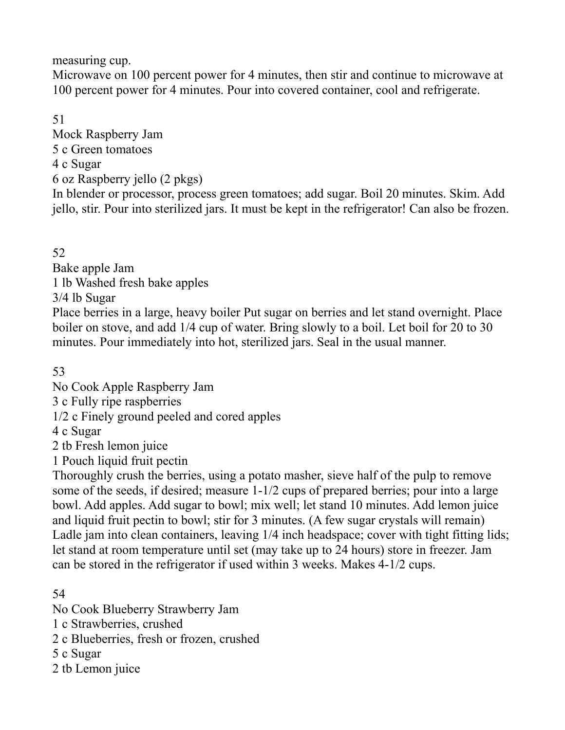measuring cup.
Microwave on 100 percent power for 4 minutes, then stir and continue to microwave at 100 percent power for 4 minutes. Pour into covered container, cool and refrigerate.

51
Mock Raspberry Jam
5 c Green tomatoes
4 c Sugar
6 oz Raspberry jello (2 pkgs)
In blender or processor, process green tomatoes; add sugar. Boil 20 minutes. Skim. Add jello, stir. Pour into sterilized jars. It must be kept in the refrigerator! Can also be frozen.

52
Bake apple Jam
1 lb Washed fresh bake apples
3/4 lb Sugar
Place berries in a large, heavy boiler Put sugar on berries and let stand overnight. Place boiler on stove, and add 1/4 cup of water. Bring slowly to a boil. Let boil for 20 to 30 minutes. Pour immediately into hot, sterilized jars. Seal in the usual manner.

53
No Cook Apple Raspberry Jam
3 c Fully ripe raspberries
1/2 c Finely ground peeled and cored apples
4 c Sugar
2 tb Fresh lemon juice
1 Pouch liquid fruit pectin
Thoroughly crush the berries, using a potato masher, sieve half of the pulp to remove some of the seeds, if desired; measure 1-1/2 cups of prepared berries; pour into a large bowl. Add apples. Add sugar to bowl; mix well; let stand 10 minutes. Add lemon juice and liquid fruit pectin to bowl; stir for 3 minutes. (A few sugar crystals will remain) Ladle jam into clean containers, leaving 1/4 inch headspace; cover with tight fitting lids; let stand at room temperature until set (may take up to 24 hours) store in freezer. Jam can be stored in the refrigerator if used within 3 weeks. Makes 4-1/2 cups.

54
No Cook Blueberry Strawberry Jam
1 c Strawberries, crushed
2 c Blueberries, fresh or frozen, crushed
5 c Sugar
2 tb Lemon juice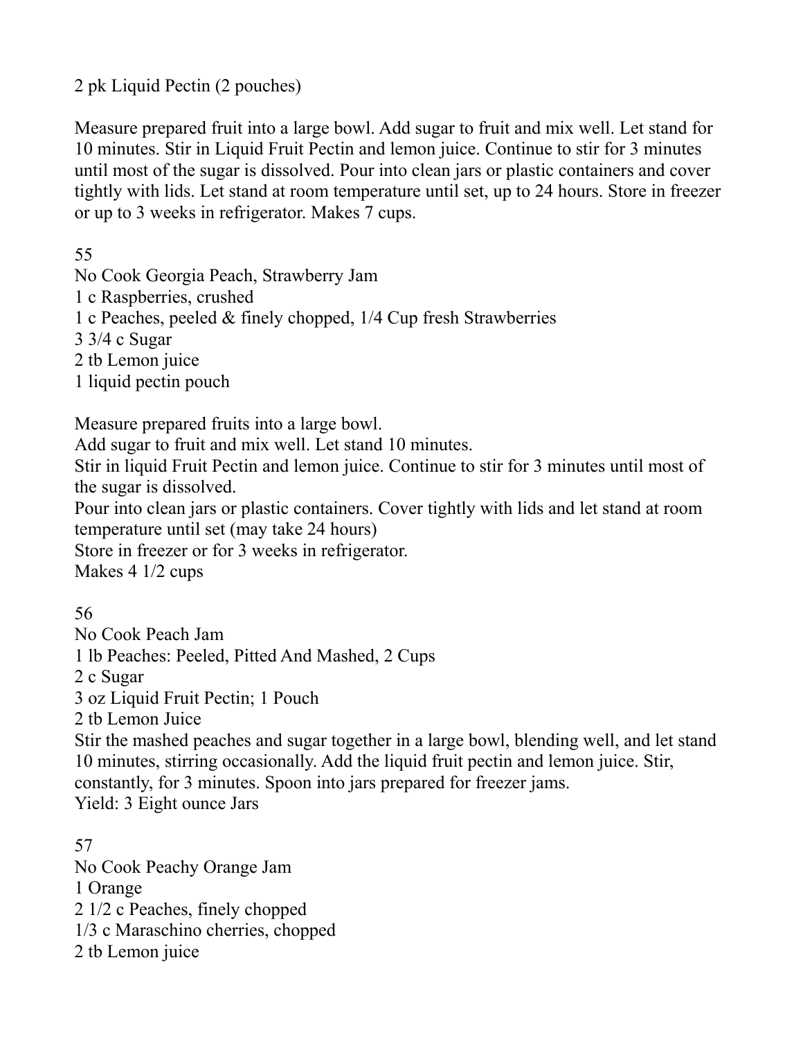2 pk Liquid Pectin (2 pouches)

Measure prepared fruit into a large bowl. Add sugar to fruit and mix well. Let stand for 10 minutes. Stir in Liquid Fruit Pectin and lemon juice. Continue to stir for 3 minutes until most of the sugar is dissolved. Pour into clean jars or plastic containers and cover tightly with lids. Let stand at room temperature until set, up to 24 hours. Store in freezer or up to 3 weeks in refrigerator. Makes 7 cups.

55

No Cook Georgia Peach, Strawberry Jam

1 c Raspberries, crushed
1 c Peaches, peeled & finely chopped, 1/4 Cup fresh Strawberries
3 3/4 c Sugar
2 tb Lemon juice
1 liquid pectin pouch

Measure prepared fruits into a large bowl.
Add sugar to fruit and mix well. Let stand 10 minutes.
Stir in liquid Fruit Pectin and lemon juice. Continue to stir for 3 minutes until most of the sugar is dissolved.
Pour into clean jars or plastic containers. Cover tightly with lids and let stand at room temperature until set (may take 24 hours)
Store in freezer or for 3 weeks in refrigerator.
Makes 4 1/2 cups

56

No Cook Peach Jam

1 lb Peaches: Peeled, Pitted And Mashed, 2 Cups
2 c Sugar
3 oz Liquid Fruit Pectin; 1 Pouch
2 tb Lemon Juice

Stir the mashed peaches and sugar together in a large bowl, blending well, and let stand 10 minutes, stirring occasionally. Add the liquid fruit pectin and lemon juice. Stir, constantly, for 3 minutes. Spoon into jars prepared for freezer jams.
Yield: 3 Eight ounce Jars

57

No Cook Peachy Orange Jam

1 Orange
2 1/2 c Peaches, finely chopped
1/3 c Maraschino cherries, chopped
2 tb Lemon juice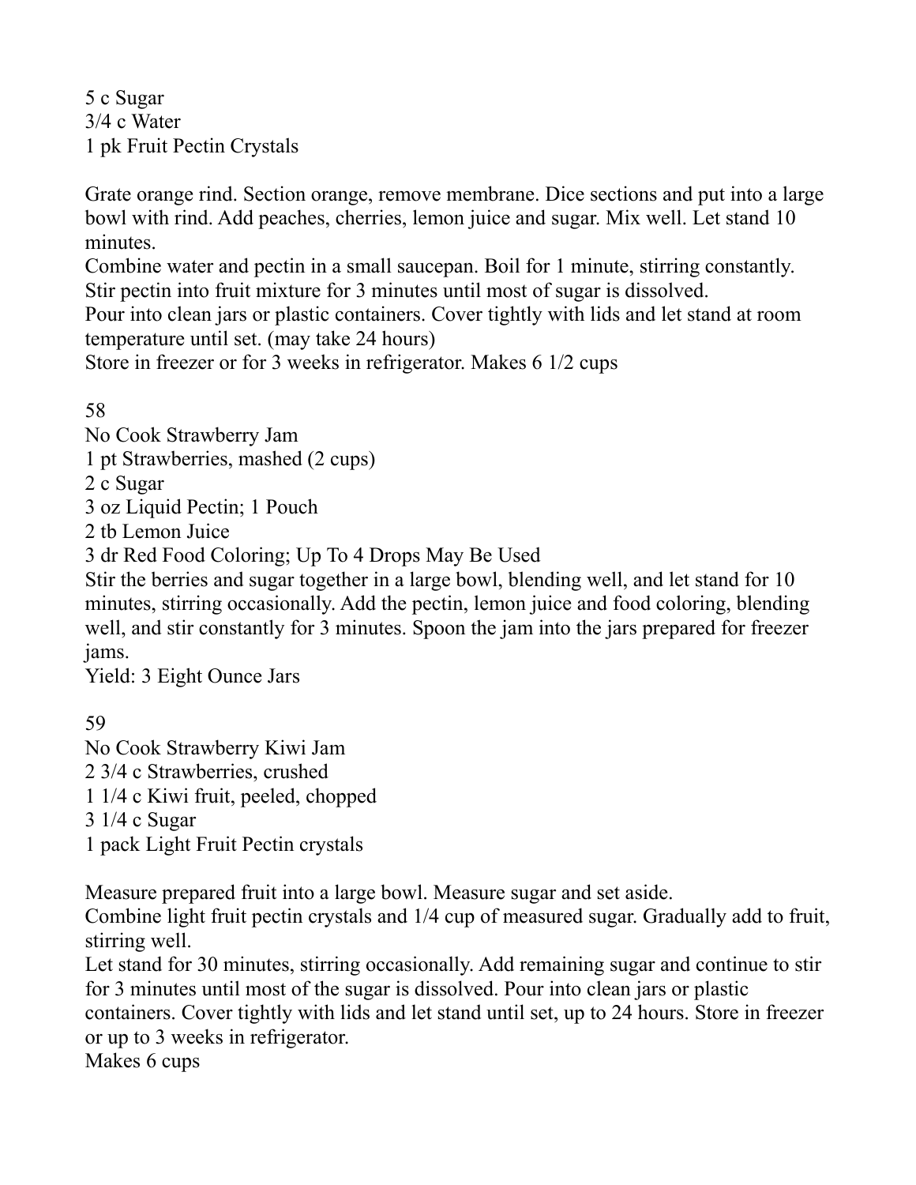5 c Sugar
3/4 c Water
1 pk Fruit Pectin Crystals

Grate orange rind. Section orange, remove membrane. Dice sections and put into a large bowl with rind. Add peaches, cherries, lemon juice and sugar. Mix well. Let stand 10 minutes.
Combine water and pectin in a small saucepan. Boil for 1 minute, stirring constantly. Stir pectin into fruit mixture for 3 minutes until most of sugar is dissolved.
Pour into clean jars or plastic containers. Cover tightly with lids and let stand at room temperature until set. (may take 24 hours)
Store in freezer or for 3 weeks in refrigerator. Makes 6 1/2 cups

58

No Cook Strawberry Jam

1 pt Strawberries, mashed (2 cups)
2 c Sugar
3 oz Liquid Pectin; 1 Pouch
2 tb Lemon Juice
3 dr Red Food Coloring; Up To 4 Drops May Be Used

Stir the berries and sugar together in a large bowl, blending well, and let stand for 10 minutes, stirring occasionally. Add the pectin, lemon juice and food coloring, blending well, and stir constantly for 3 minutes. Spoon the jam into the jars prepared for freezer jams.
Yield: 3 Eight Ounce Jars

59

No Cook Strawberry Kiwi Jam

2 3/4 c Strawberries, crushed
1 1/4 c Kiwi fruit, peeled, chopped
3 1/4 c Sugar
1 pack Light Fruit Pectin crystals

Measure prepared fruit into a large bowl. Measure sugar and set aside.
Combine light fruit pectin crystals and 1/4 cup of measured sugar. Gradually add to fruit, stirring well.
Let stand for 30 minutes, stirring occasionally. Add remaining sugar and continue to stir for 3 minutes until most of the sugar is dissolved. Pour into clean jars or plastic containers. Cover tightly with lids and let stand until set, up to 24 hours. Store in freezer or up to 3 weeks in refrigerator.
Makes 6 cups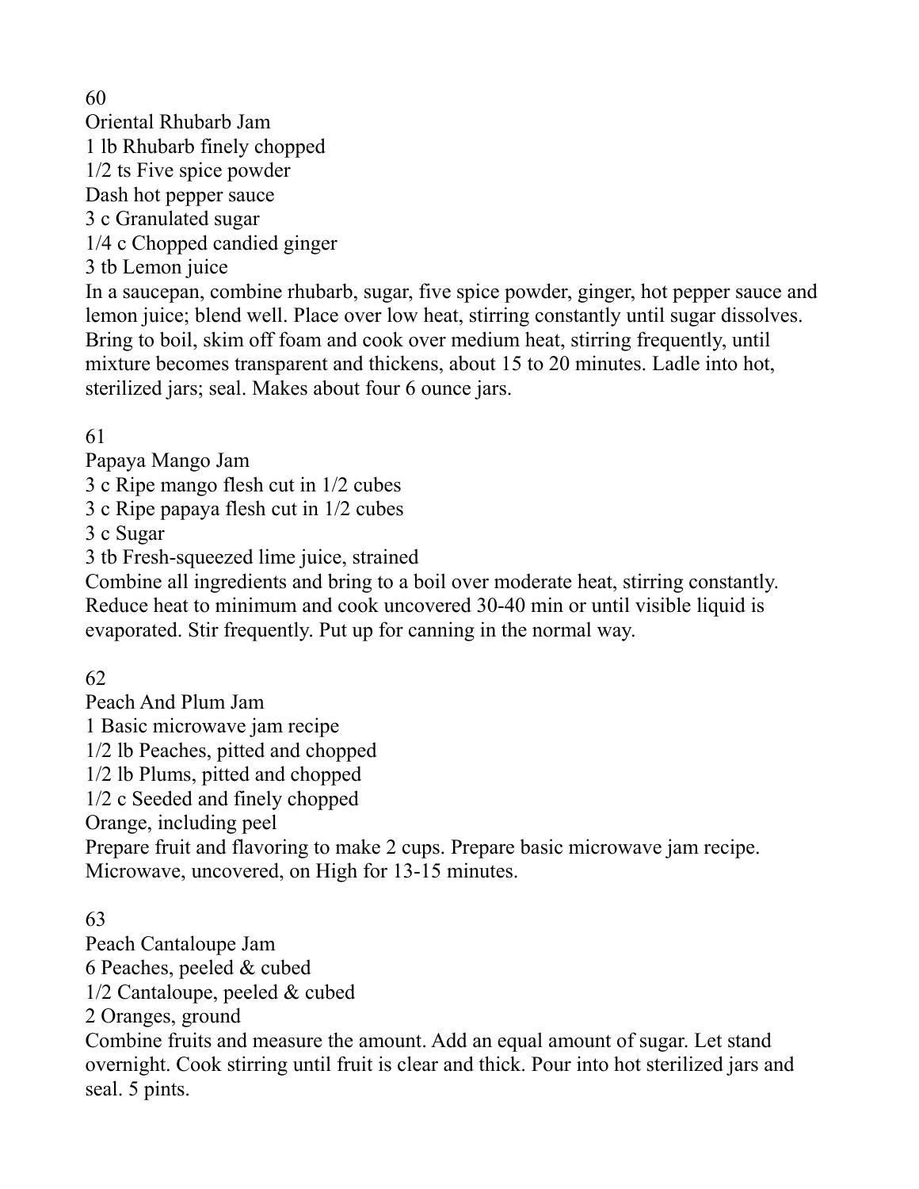60

## Oriental Rhubarb Jam

1 lb Rhubarb finely chopped
1/2 ts Five spice powder
Dash hot pepper sauce
3 c Granulated sugar
1/4 c Chopped candied ginger
3 tb Lemon juice

In a saucepan, combine rhubarb, sugar, five spice powder, ginger, hot pepper sauce and lemon juice; blend well. Place over low heat, stirring constantly until sugar dissolves. Bring to boil, skim off foam and cook over medium heat, stirring frequently, until mixture becomes transparent and thickens, about 15 to 20 minutes. Ladle into hot, sterilized jars; seal. Makes about four 6 ounce jars.

61

## Papaya Mango Jam

3 c Ripe mango flesh cut in 1/2 cubes
3 c Ripe papaya flesh cut in 1/2 cubes
3 c Sugar
3 tb Fresh-squeezed lime juice, strained

Combine all ingredients and bring to a boil over moderate heat, stirring constantly. Reduce heat to minimum and cook uncovered 30-40 min or until visible liquid is evaporated. Stir frequently. Put up for canning in the normal way.

62

## Peach And Plum Jam

1 Basic microwave jam recipe
1/2 lb Peaches, pitted and chopped
1/2 lb Plums, pitted and chopped
1/2 c Seeded and finely chopped
Orange, including peel

Prepare fruit and flavoring to make 2 cups. Prepare basic microwave jam recipe. Microwave, uncovered, on High for 13-15 minutes.

63

## Peach Cantaloupe Jam

6 Peaches, peeled & cubed
1/2 Cantaloupe, peeled & cubed
2 Oranges, ground

Combine fruits and measure the amount. Add an equal amount of sugar. Let stand overnight. Cook stirring until fruit is clear and thick. Pour into hot sterilized jars and seal. 5 pints.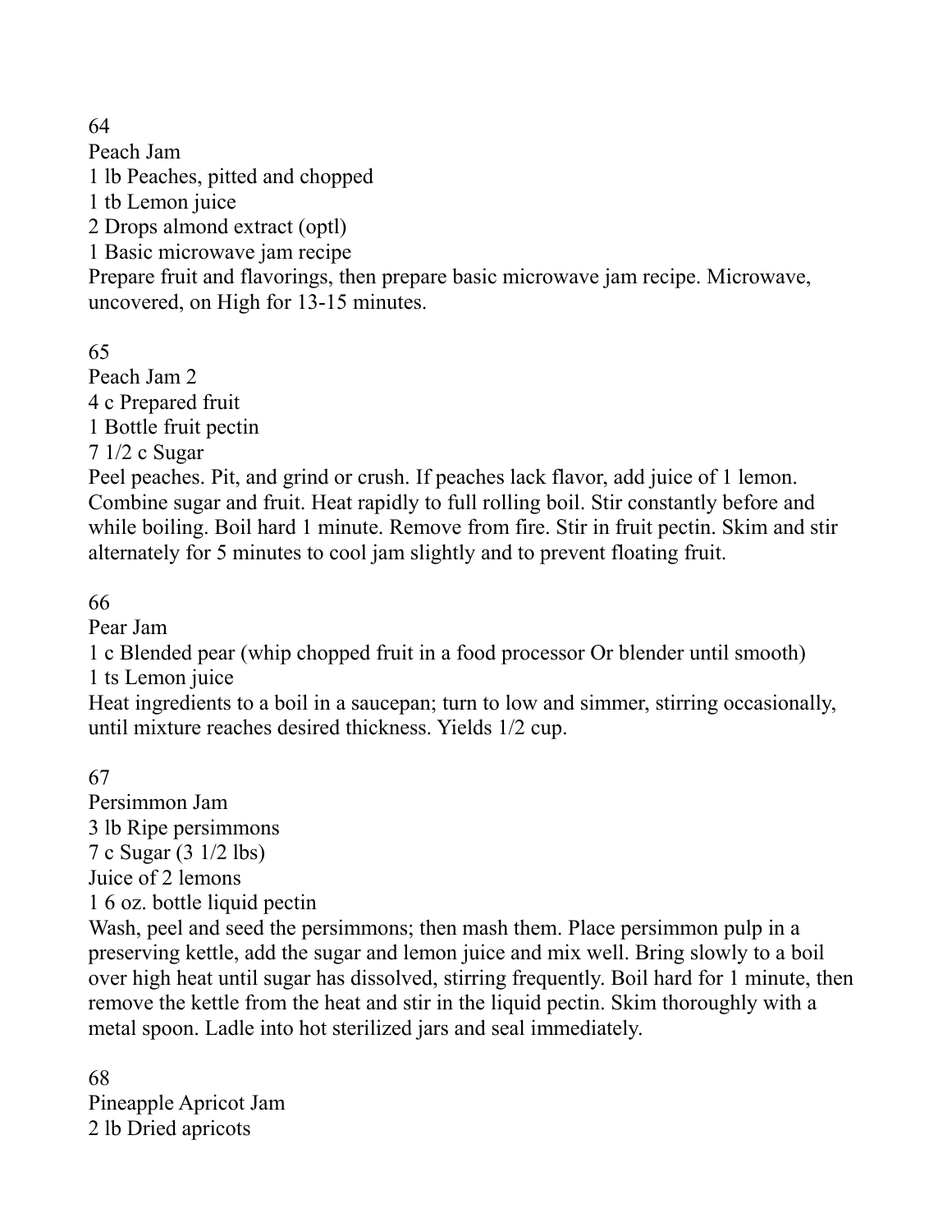64

## Peach Jam

1 lb Peaches, pitted and chopped
1 tb Lemon juice
2 Drops almond extract (optl)
1 Basic microwave jam recipe

Prepare fruit and flavorings, then prepare basic microwave jam recipe. Microwave, uncovered, on High for 13-15 minutes.

65

## Peach Jam 2

4 c Prepared fruit
1 Bottle fruit pectin
7 1/2 c Sugar

Peel peaches. Pit, and grind or crush. If peaches lack flavor, add juice of 1 lemon. Combine sugar and fruit. Heat rapidly to full rolling boil. Stir constantly before and while boiling. Boil hard 1 minute. Remove from fire. Stir in fruit pectin. Skim and stir alternately for 5 minutes to cool jam slightly and to prevent floating fruit.

66

## Pear Jam

1 c Blended pear (whip chopped fruit in a food processor Or blender until smooth)
1 ts Lemon juice

Heat ingredients to a boil in a saucepan; turn to low and simmer, stirring occasionally, until mixture reaches desired thickness. Yields 1/2 cup.

67

## Persimmon Jam

3 lb Ripe persimmons
7 c Sugar (3 1/2 lbs)
Juice of 2 lemons
1 6 oz. bottle liquid pectin

Wash, peel and seed the persimmons; then mash them. Place persimmon pulp in a preserving kettle, add the sugar and lemon juice and mix well. Bring slowly to a boil over high heat until sugar has dissolved, stirring frequently. Boil hard for 1 minute, then remove the kettle from the heat and stir in the liquid pectin. Skim thoroughly with a metal spoon. Ladle into hot sterilized jars and seal immediately.

68

## Pineapple Apricot Jam

2 lb Dried apricots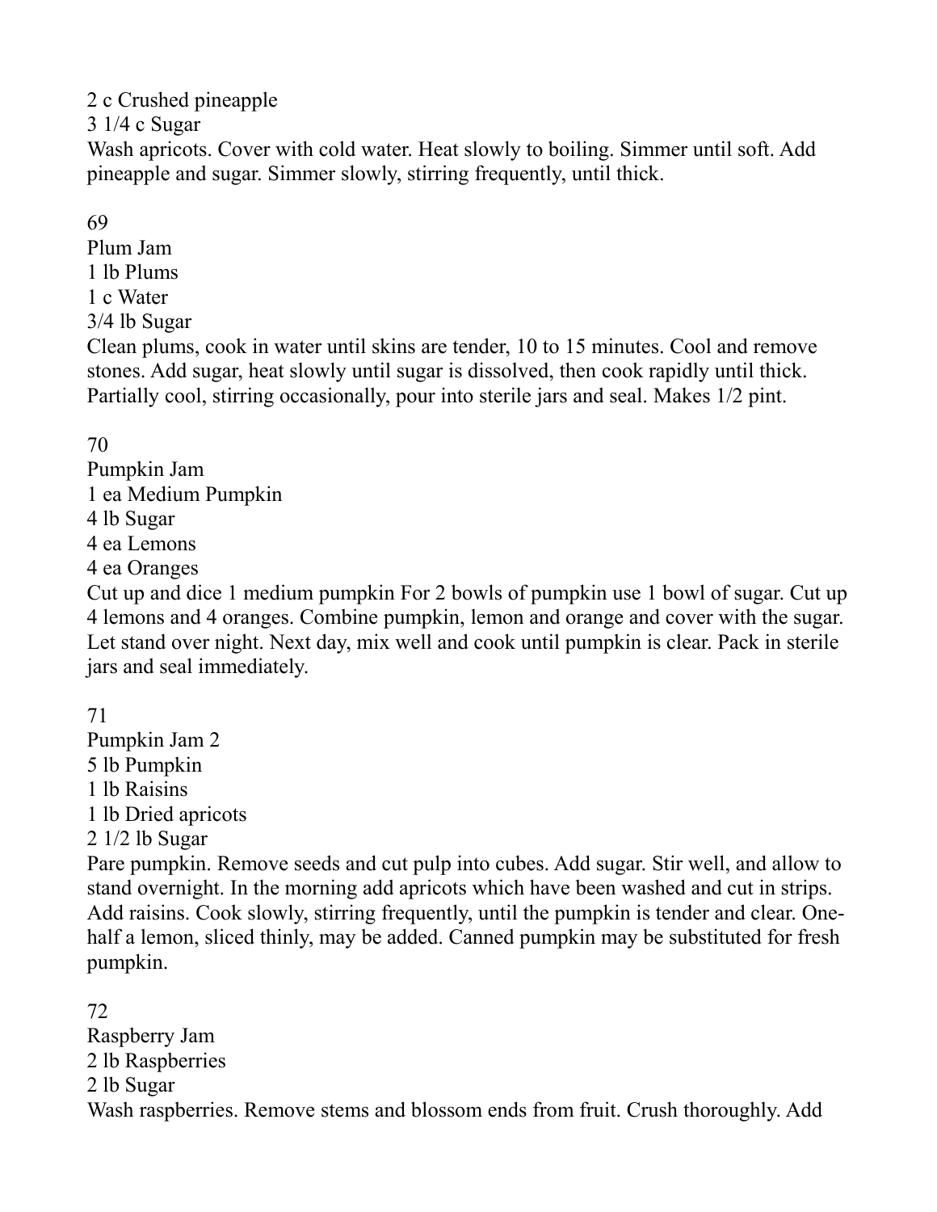2 c Crushed pineapple
3 1/4 c Sugar
Wash apricots. Cover with cold water. Heat slowly to boiling. Simmer until soft. Add pineapple and sugar. Simmer slowly, stirring frequently, until thick.

69
Plum Jam
1 lb Plums
1 c Water
3/4 lb Sugar
Clean plums, cook in water until skins are tender, 10 to 15 minutes. Cool and remove stones. Add sugar, heat slowly until sugar is dissolved, then cook rapidly until thick. Partially cool, stirring occasionally, pour into sterile jars and seal. Makes 1/2 pint.

70
Pumpkin Jam
1 ea Medium Pumpkin
4 lb Sugar
4 ea Lemons
4 ea Oranges
Cut up and dice 1 medium pumpkin For 2 bowls of pumpkin use 1 bowl of sugar. Cut up 4 lemons and 4 oranges. Combine pumpkin, lemon and orange and cover with the sugar. Let stand over night. Next day, mix well and cook until pumpkin is clear. Pack in sterile jars and seal immediately.

71
Pumpkin Jam 2
5 lb Pumpkin
1 lb Raisins
1 lb Dried apricots
2 1/2 lb Sugar
Pare pumpkin. Remove seeds and cut pulp into cubes. Add sugar. Stir well, and allow to stand overnight. In the morning add apricots which have been washed and cut in strips. Add raisins. Cook slowly, stirring frequently, until the pumpkin is tender and clear. One-half a lemon, sliced thinly, may be added. Canned pumpkin may be substituted for fresh pumpkin.

72
Raspberry Jam
2 lb Raspberries
2 lb Sugar
Wash raspberries. Remove stems and blossom ends from fruit. Crush thoroughly. Add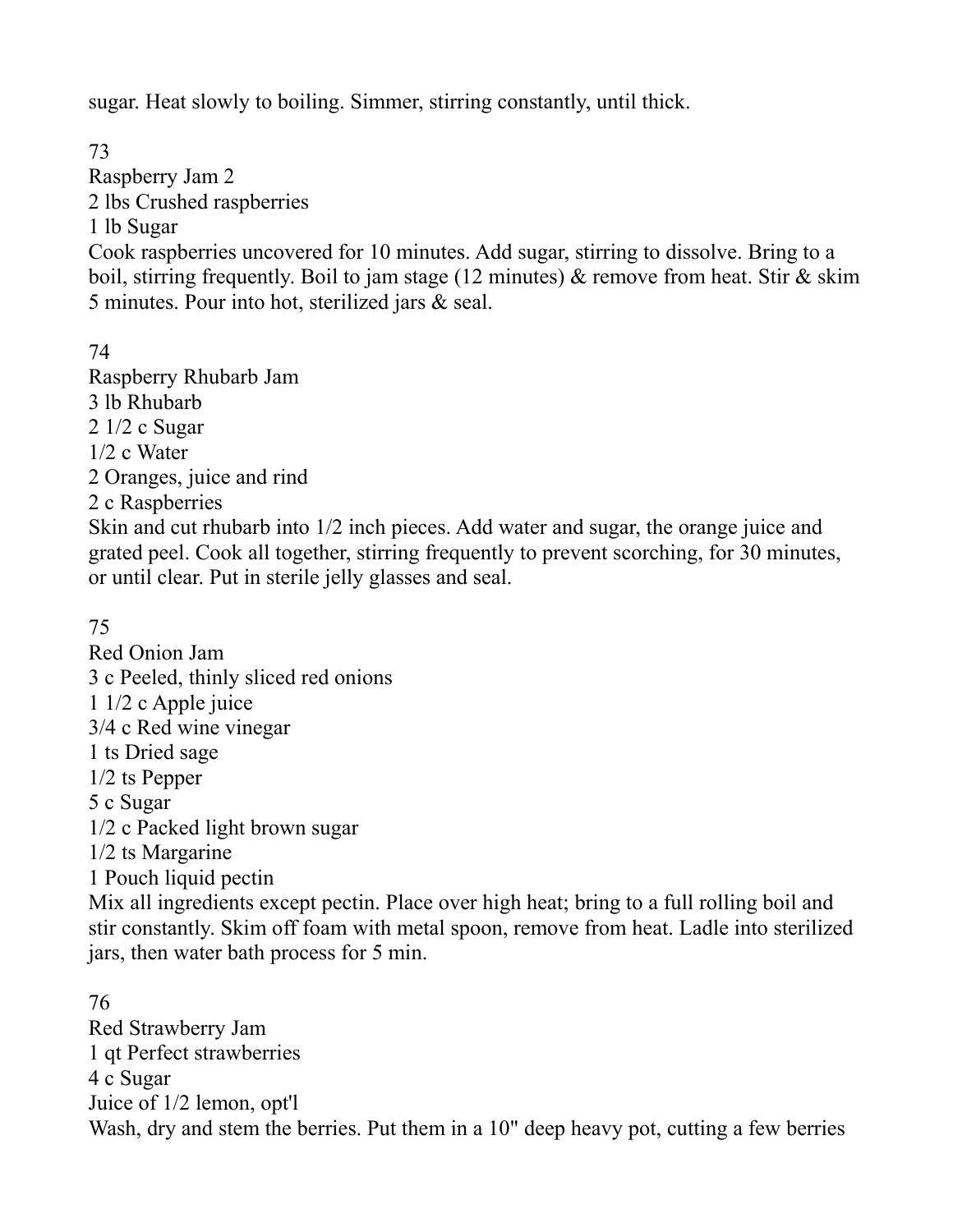sugar. Heat slowly to boiling. Simmer, stirring constantly, until thick.

73

Raspberry Jam 2

2 lbs Crushed raspberries

1 lb Sugar

Cook raspberries uncovered for 10 minutes. Add sugar, stirring to dissolve. Bring to a boil, stirring frequently. Boil to jam stage (12 minutes) & remove from heat. Stir & skim 5 minutes. Pour into hot, sterilized jars & seal.

74

Raspberry Rhubarb Jam

3 lb Rhubarb

2 1/2 c Sugar

1/2 c Water

2 Oranges, juice and rind

2 c Raspberries

Skin and cut rhubarb into 1/2 inch pieces. Add water and sugar, the orange juice and grated peel. Cook all together, stirring frequently to prevent scorching, for 30 minutes, or until clear. Put in sterile jelly glasses and seal.

75

Red Onion Jam

3 c Peeled, thinly sliced red onions

1 1/2 c Apple juice

3/4 c Red wine vinegar

1 ts Dried sage

1/2 ts Pepper

5 c Sugar

1/2 c Packed light brown sugar

1/2 ts Margarine

1 Pouch liquid pectin

Mix all ingredients except pectin. Place over high heat; bring to a full rolling boil and stir constantly. Skim off foam with metal spoon, remove from heat. Ladle into sterilized jars, then water bath process for 5 min.

76

Red Strawberry Jam

1 qt Perfect strawberries

4 c Sugar

Juice of 1/2 lemon, opt'l

Wash, dry and stem the berries. Put them in a 10" deep heavy pot, cutting a few berries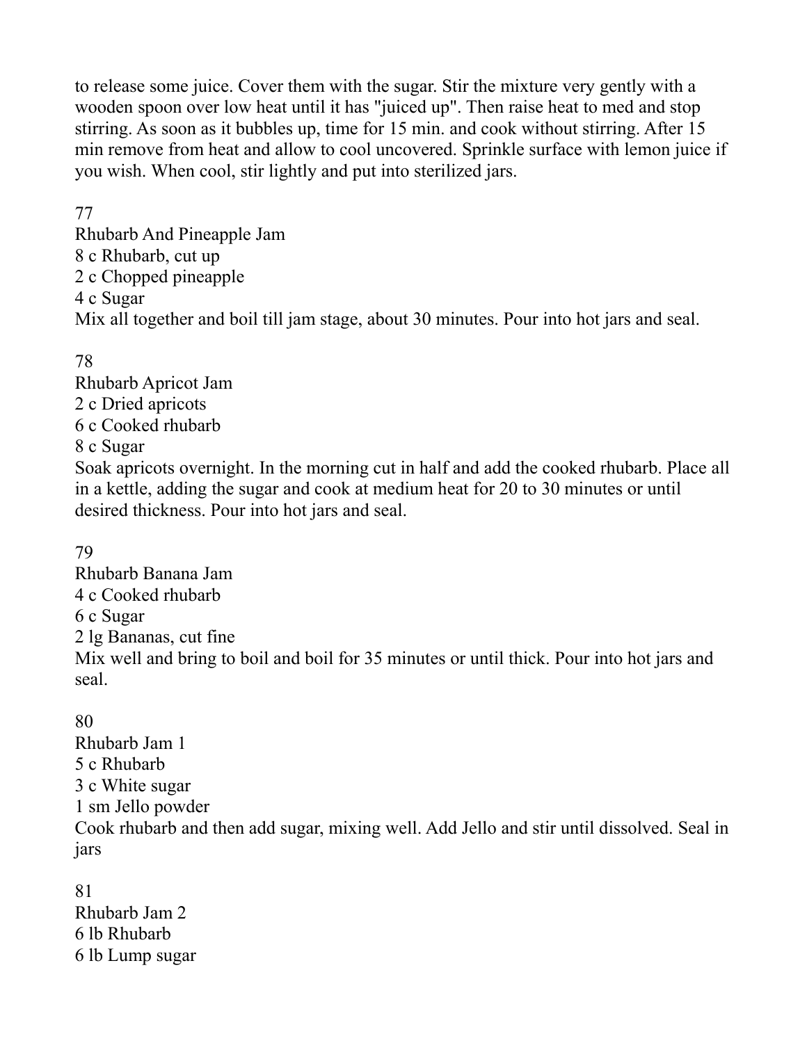to release some juice. Cover them with the sugar. Stir the mixture very gently with a wooden spoon over low heat until it has "juiced up". Then raise heat to med and stop stirring. As soon as it bubbles up, time for 15 min. and cook without stirring. After 15 min remove from heat and allow to cool uncovered. Sprinkle surface with lemon juice if you wish. When cool, stir lightly and put into sterilized jars.

77

Rhubarb And Pineapple Jam

8 c Rhubarb, cut up
2 c Chopped pineapple
4 c Sugar

Mix all together and boil till jam stage, about 30 minutes. Pour into hot jars and seal.

78

Rhubarb Apricot Jam

2 c Dried apricots
6 c Cooked rhubarb
8 c Sugar

Soak apricots overnight. In the morning cut in half and add the cooked rhubarb. Place all in a kettle, adding the sugar and cook at medium heat for 20 to 30 minutes or until desired thickness. Pour into hot jars and seal.

79

Rhubarb Banana Jam

4 c Cooked rhubarb
6 c Sugar
2 lg Bananas, cut fine

Mix well and bring to boil and boil for 35 minutes or until thick. Pour into hot jars and seal.

80

Rhubarb Jam 1

5 c Rhubarb
3 c White sugar
1 sm Jello powder

Cook rhubarb and then add sugar, mixing well. Add Jello and stir until dissolved. Seal in jars

81

Rhubarb Jam 2

6 lb Rhubarb
6 lb Lump sugar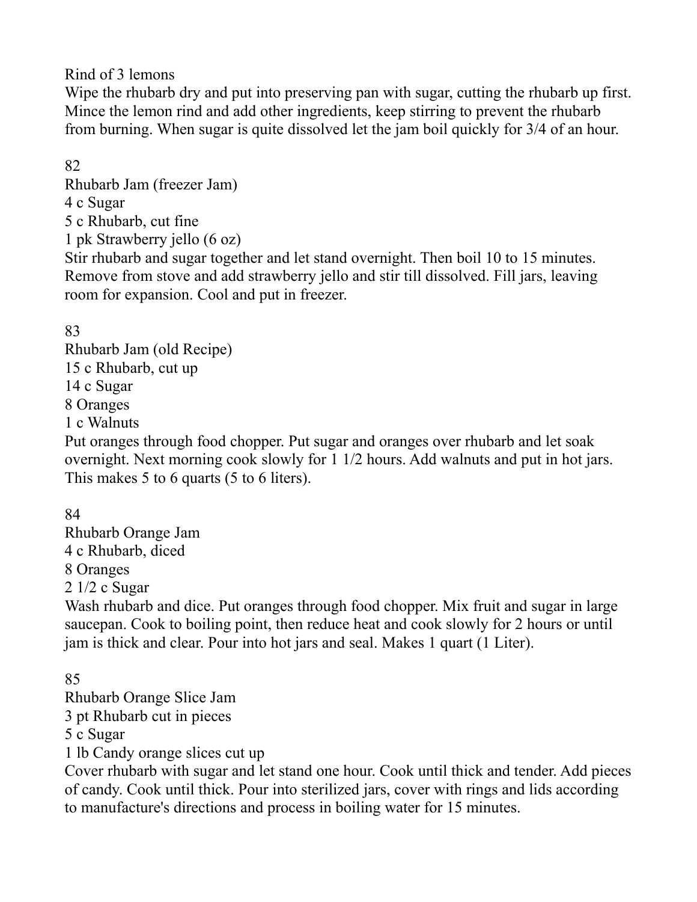Rind of 3 lemons

Wipe the rhubarb dry and put into preserving pan with sugar, cutting the rhubarb up first. Mince the lemon rind and add other ingredients, keep stirring to prevent the rhubarb from burning. When sugar is quite dissolved let the jam boil quickly for 3/4 of an hour.

82

### Rhubarb Jam (freezer Jam)

4 c Sugar
5 c Rhubarb, cut fine
1 pk Strawberry jello (6 oz)

Stir rhubarb and sugar together and let stand overnight. Then boil 10 to 15 minutes. Remove from stove and add strawberry jello and stir till dissolved. Fill jars, leaving room for expansion. Cool and put in freezer.

83

### Rhubarb Jam (old Recipe)

15 c Rhubarb, cut up
14 c Sugar
8 Oranges
1 c Walnuts

Put oranges through food chopper. Put sugar and oranges over rhubarb and let soak overnight. Next morning cook slowly for 1 1/2 hours. Add walnuts and put in hot jars. This makes 5 to 6 quarts (5 to 6 liters).

84

### Rhubarb Orange Jam

4 c Rhubarb, diced
8 Oranges
2 1/2 c Sugar

Wash rhubarb and dice. Put oranges through food chopper. Mix fruit and sugar in large saucepan. Cook to boiling point, then reduce heat and cook slowly for 2 hours or until jam is thick and clear. Pour into hot jars and seal. Makes 1 quart (1 Liter).

85

### Rhubarb Orange Slice Jam

3 pt Rhubarb cut in pieces
5 c Sugar
1 lb Candy orange slices cut up

Cover rhubarb with sugar and let stand one hour. Cook until thick and tender. Add pieces of candy. Cook until thick. Pour into sterilized jars, cover with rings and lids according to manufacture's directions and process in boiling water for 15 minutes.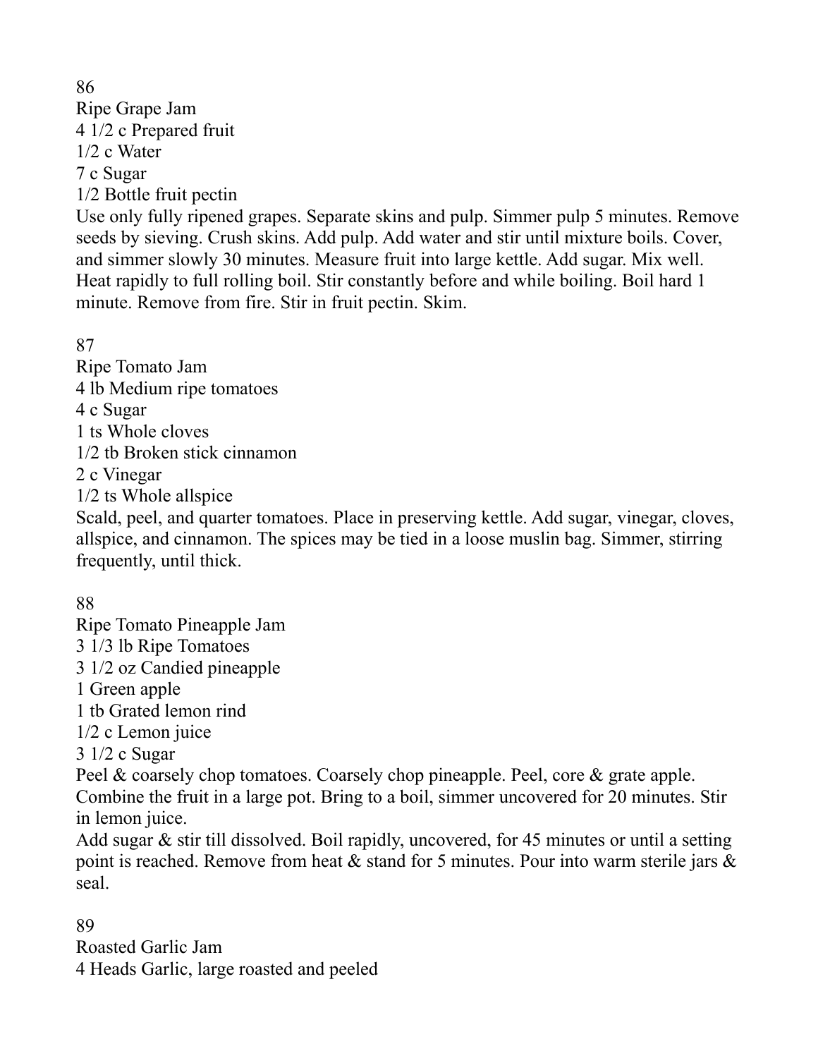86

## Ripe Grape Jam

4 1/2 c Prepared fruit
1/2 c Water
7 c Sugar
1/2 Bottle fruit pectin

Use only fully ripened grapes. Separate skins and pulp. Simmer pulp 5 minutes. Remove seeds by sieving. Crush skins. Add pulp. Add water and stir until mixture boils. Cover, and simmer slowly 30 minutes. Measure fruit into large kettle. Add sugar. Mix well. Heat rapidly to full rolling boil. Stir constantly before and while boiling. Boil hard 1 minute. Remove from fire. Stir in fruit pectin. Skim.

87

## Ripe Tomato Jam

4 lb Medium ripe tomatoes
4 c Sugar
1 ts Whole cloves
1/2 tb Broken stick cinnamon
2 c Vinegar
1/2 ts Whole allspice

Scald, peel, and quarter tomatoes. Place in preserving kettle. Add sugar, vinegar, cloves, allspice, and cinnamon. The spices may be tied in a loose muslin bag. Simmer, stirring frequently, until thick.

88

## Ripe Tomato Pineapple Jam

3 1/3 lb Ripe Tomatoes
3 1/2 oz Candied pineapple
1 Green apple
1 tb Grated lemon rind
1/2 c Lemon juice
3 1/2 c Sugar

Peel & coarsely chop tomatoes. Coarsely chop pineapple. Peel, core & grate apple. Combine the fruit in a large pot. Bring to a boil, simmer uncovered for 20 minutes. Stir in lemon juice.

Add sugar & stir till dissolved. Boil rapidly, uncovered, for 45 minutes or until a setting point is reached. Remove from heat & stand for 5 minutes. Pour into warm sterile jars & seal.

89

## Roasted Garlic Jam

4 Heads Garlic, large roasted and peeled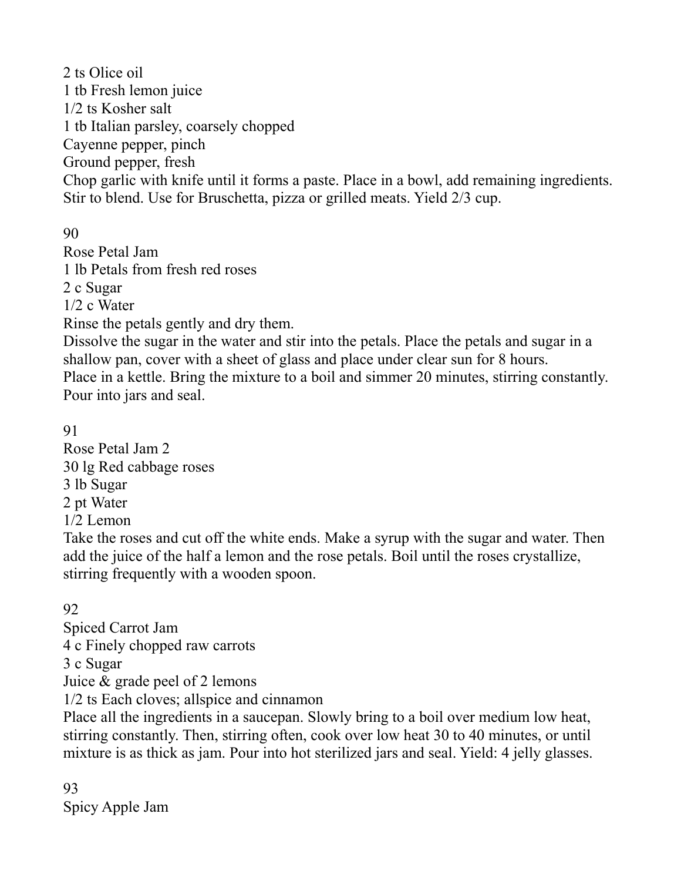2 ts Olice oil
1 tb Fresh lemon juice
1/2 ts Kosher salt
1 tb Italian parsley, coarsely chopped
Cayenne pepper, pinch
Ground pepper, fresh
Chop garlic with knife until it forms a paste. Place in a bowl, add remaining ingredients. Stir to blend. Use for Bruschetta, pizza or grilled meats. Yield 2/3 cup.

90
Rose Petal Jam
1 lb Petals from fresh red roses
2 c Sugar
1/2 c Water
Rinse the petals gently and dry them.
Dissolve the sugar in the water and stir into the petals. Place the petals and sugar in a shallow pan, cover with a sheet of glass and place under clear sun for 8 hours.
Place in a kettle. Bring the mixture to a boil and simmer 20 minutes, stirring constantly. Pour into jars and seal.

91
Rose Petal Jam 2
30 lg Red cabbage roses
3 lb Sugar
2 pt Water
1/2 Lemon
Take the roses and cut off the white ends. Make a syrup with the sugar and water. Then add the juice of the half a lemon and the rose petals. Boil until the roses crystallize, stirring frequently with a wooden spoon.

92
Spiced Carrot Jam
4 c Finely chopped raw carrots
3 c Sugar
Juice & grade peel of 2 lemons
1/2 ts Each cloves; allspice and cinnamon
Place all the ingredients in a saucepan. Slowly bring to a boil over medium low heat, stirring constantly. Then, stirring often, cook over low heat 30 to 40 minutes, or until mixture is as thick as jam. Pour into hot sterilized jars and seal. Yield: 4 jelly glasses.

93
Spicy Apple Jam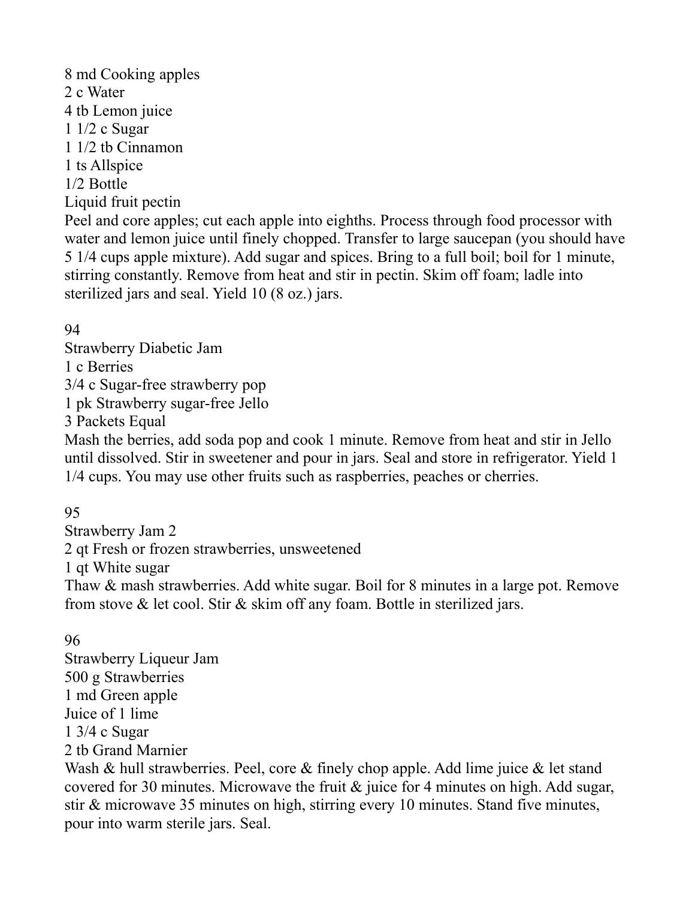8 md Cooking apples
2 c Water
4 tb Lemon juice
1 1/2 c Sugar
1 1/2 tb Cinnamon
1 ts Allspice
1/2 Bottle
Liquid fruit pectin

Peel and core apples; cut each apple into eighths. Process through food processor with water and lemon juice until finely chopped. Transfer to large saucepan (you should have 5 1/4 cups apple mixture). Add sugar and spices. Bring to a full boil; boil for 1 minute, stirring constantly. Remove from heat and stir in pectin. Skim off foam; ladle into sterilized jars and seal. Yield 10 (8 oz.) jars.

94

## Strawberry Diabetic Jam

1 c Berries
3/4 c Sugar-free strawberry pop
1 pk Strawberry sugar-free Jello
3 Packets Equal

Mash the berries, add soda pop and cook 1 minute. Remove from heat and stir in Jello until dissolved. Stir in sweetener and pour in jars. Seal and store in refrigerator. Yield 1 1/4 cups. You may use other fruits such as raspberries, peaches or cherries.

95

## Strawberry Jam 2

2 qt Fresh or frozen strawberries, unsweetened
1 qt White sugar

Thaw & mash strawberries. Add white sugar. Boil for 8 minutes in a large pot. Remove from stove & let cool. Stir & skim off any foam. Bottle in sterilized jars.

96

## Strawberry Liqueur Jam

500 g Strawberries
1 md Green apple
Juice of 1 lime
1 3/4 c Sugar
2 tb Grand Marnier

Wash & hull strawberries. Peel, core & finely chop apple. Add lime juice & let stand covered for 30 minutes. Microwave the fruit & juice for 4 minutes on high. Add sugar, stir & microwave 35 minutes on high, stirring every 10 minutes. Stand five minutes, pour into warm sterile jars. Seal.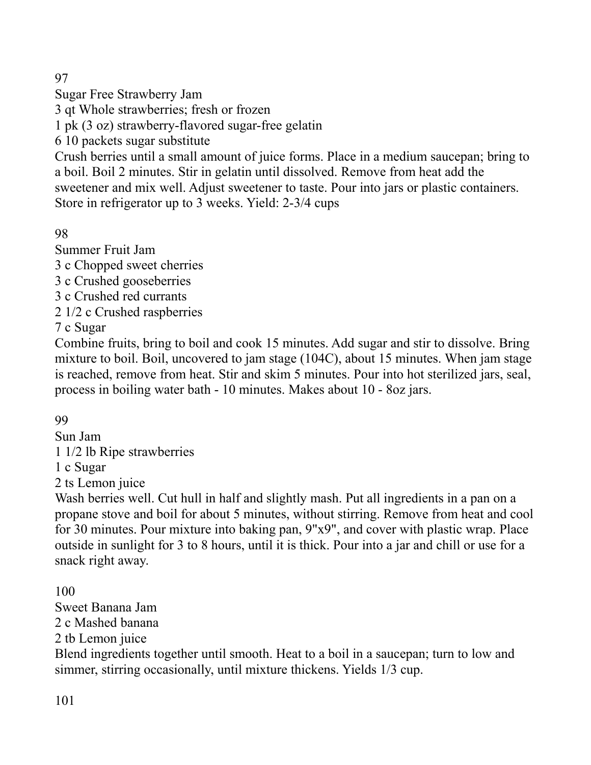97

## Sugar Free Strawberry Jam

3 qt Whole strawberries; fresh or frozen
1 pk (3 oz) strawberry-flavored sugar-free gelatin
6 10 packets sugar substitute

Crush berries until a small amount of juice forms. Place in a medium saucepan; bring to a boil. Boil 2 minutes. Stir in gelatin until dissolved. Remove from heat add the sweetener and mix well. Adjust sweetener to taste. Pour into jars or plastic containers. Store in refrigerator up to 3 weeks. Yield: 2-3/4 cups

98

## Summer Fruit Jam

3 c Chopped sweet cherries
3 c Crushed gooseberries
3 c Crushed red currants
2 1/2 c Crushed raspberries
7 c Sugar

Combine fruits, bring to boil and cook 15 minutes. Add sugar and stir to dissolve. Bring mixture to boil. Boil, uncovered to jam stage (104C), about 15 minutes. When jam stage is reached, remove from heat. Stir and skim 5 minutes. Pour into hot sterilized jars, seal, process in boiling water bath - 10 minutes. Makes about 10 - 8oz jars.

99

## Sun Jam

1 1/2 lb Ripe strawberries
1 c Sugar
2 ts Lemon juice

Wash berries well. Cut hull in half and slightly mash. Put all ingredients in a pan on a propane stove and boil for about 5 minutes, without stirring. Remove from heat and cool for 30 minutes. Pour mixture into baking pan, 9"x9", and cover with plastic wrap. Place outside in sunlight for 3 to 8 hours, until it is thick. Pour into a jar and chill or use for a snack right away.

100

## Sweet Banana Jam

2 c Mashed banana
2 tb Lemon juice

Blend ingredients together until smooth. Heat to a boil in a saucepan; turn to low and simmer, stirring occasionally, until mixture thickens. Yields 1/3 cup.

101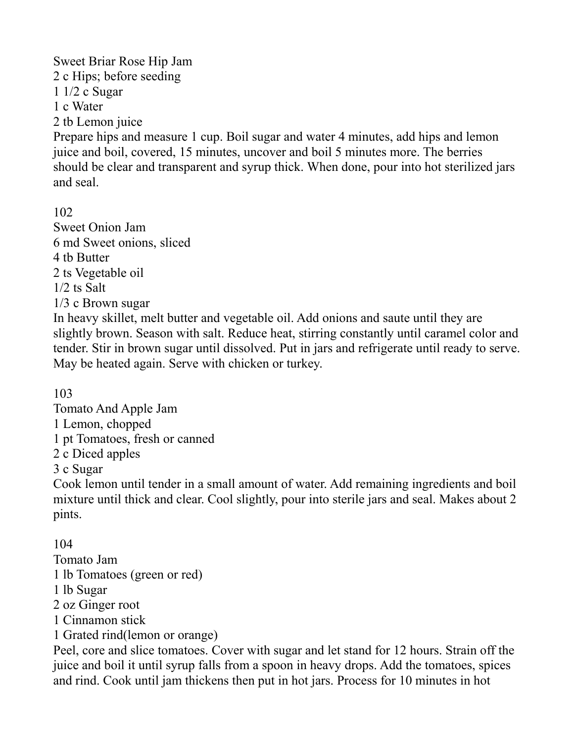## Sweet Briar Rose Hip Jam

2 c Hips; before seeding
1 1/2 c Sugar
1 c Water
2 tb Lemon juice

Prepare hips and measure 1 cup. Boil sugar and water 4 minutes, add hips and lemon juice and boil, covered, 15 minutes, uncover and boil 5 minutes more. The berries should be clear and transparent and syrup thick. When done, pour into hot sterilized jars and seal.

102

## Sweet Onion Jam

6 md Sweet onions, sliced
4 tb Butter
2 ts Vegetable oil
1/2 ts Salt
1/3 c Brown sugar

In heavy skillet, melt butter and vegetable oil. Add onions and saute until they are slightly brown. Season with salt. Reduce heat, stirring constantly until caramel color and tender. Stir in brown sugar until dissolved. Put in jars and refrigerate until ready to serve. May be heated again. Serve with chicken or turkey.

103

## Tomato And Apple Jam

1 Lemon, chopped
1 pt Tomatoes, fresh or canned
2 c Diced apples
3 c Sugar

Cook lemon until tender in a small amount of water. Add remaining ingredients and boil mixture until thick and clear. Cool slightly, pour into sterile jars and seal. Makes about 2 pints.

104

## Tomato Jam

1 lb Tomatoes (green or red)
1 lb Sugar
2 oz Ginger root
1 Cinnamon stick
1 Grated rind(lemon or orange)

Peel, core and slice tomatoes. Cover with sugar and let stand for 12 hours. Strain off the juice and boil it until syrup falls from a spoon in heavy drops. Add the tomatoes, spices and rind. Cook until jam thickens then put in hot jars. Process for 10 minutes in hot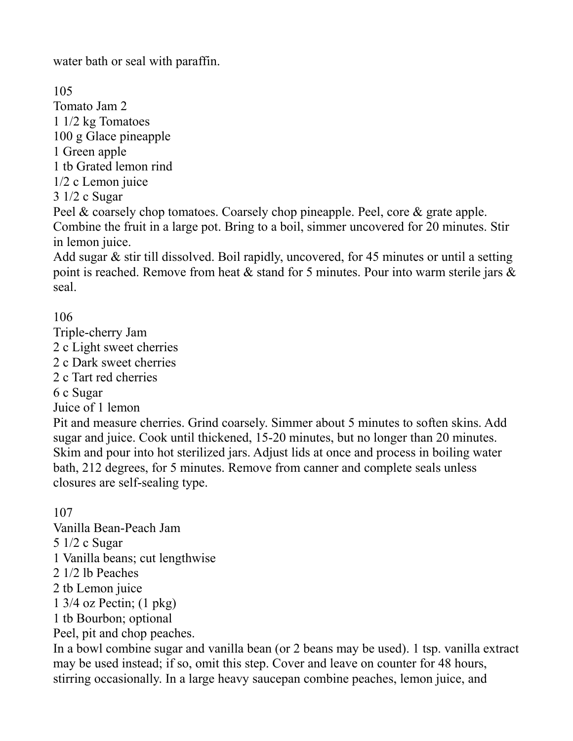water bath or seal with paraffin.

105

Tomato Jam 2

1 1/2 kg Tomatoes
100 g Glace pineapple
1 Green apple
1 tb Grated lemon rind
1/2 c Lemon juice
3 1/2 c Sugar

Peel & coarsely chop tomatoes. Coarsely chop pineapple. Peel, core & grate apple. Combine the fruit in a large pot. Bring to a boil, simmer uncovered for 20 minutes. Stir in lemon juice.

Add sugar & stir till dissolved. Boil rapidly, uncovered, for 45 minutes or until a setting point is reached. Remove from heat & stand for 5 minutes. Pour into warm sterile jars & seal.

106

Triple-cherry Jam

2 c Light sweet cherries
2 c Dark sweet cherries
2 c Tart red cherries
6 c Sugar
Juice of 1 lemon

Pit and measure cherries. Grind coarsely. Simmer about 5 minutes to soften skins. Add sugar and juice. Cook until thickened, 15-20 minutes, but no longer than 20 minutes. Skim and pour into hot sterilized jars. Adjust lids at once and process in boiling water bath, 212 degrees, for 5 minutes. Remove from canner and complete seals unless closures are self-sealing type.

107

Vanilla Bean-Peach Jam

5 1/2 c Sugar
1 Vanilla beans; cut lengthwise
2 1/2 lb Peaches
2 tb Lemon juice
1 3/4 oz Pectin; (1 pkg)
1 tb Bourbon; optional

Peel, pit and chop peaches.

In a bowl combine sugar and vanilla bean (or 2 beans may be used). 1 tsp. vanilla extract may be used instead; if so, omit this step. Cover and leave on counter for 48 hours, stirring occasionally. In a large heavy saucepan combine peaches, lemon juice, and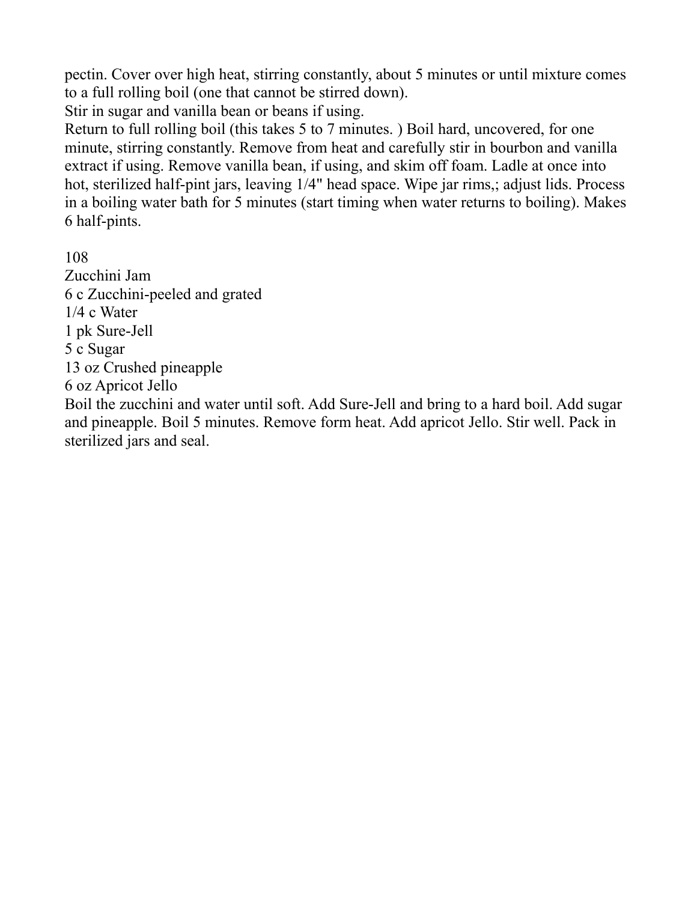pectin. Cover over high heat, stirring constantly, about 5 minutes or until mixture comes to a full rolling boil (one that cannot be stirred down).

Stir in sugar and vanilla bean or beans if using.

Return to full rolling boil (this takes 5 to 7 minutes. ) Boil hard, uncovered, for one minute, stirring constantly. Remove from heat and carefully stir in bourbon and vanilla extract if using. Remove vanilla bean, if using, and skim off foam. Ladle at once into hot, sterilized half-pint jars, leaving 1/4" head space. Wipe jar rims,; adjust lids. Process in a boiling water bath for 5 minutes (start timing when water returns to boiling). Makes 6 half-pints.

108

## Zucchini Jam

6 c Zucchini-peeled and grated
1/4 c Water
1 pk Sure-Jell
5 c Sugar
13 oz Crushed pineapple
6 oz Apricot Jello

Boil the zucchini and water until soft. Add Sure-Jell and bring to a hard boil. Add sugar and pineapple. Boil 5 minutes. Remove form heat. Add apricot Jello. Stir well. Pack in sterilized jars and seal.